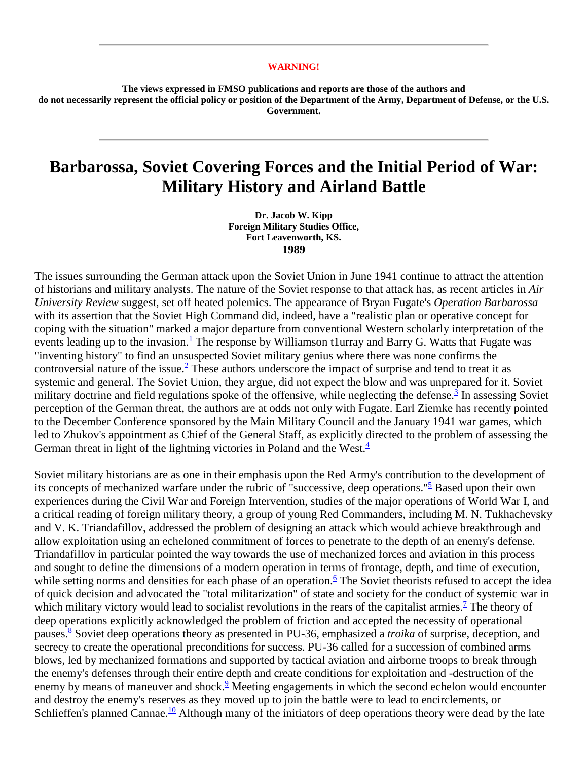**WARNING!**

**The views expressed in FMSO publications and reports are those of the authors and do not necessarily represent the official policy or position of the Department of the Army, Department of Defense, or the U.S. Government.**

---

# Barbarossa, Soviet Covering Forces and the Initial Period of War: Military History and Airland Battle

**Dr. Jacob W. Kipp**
**Foreign Military Studies Office,**
**Fort Leavenworth, KS.**
**1989**

The issues surrounding the German attack upon the Soviet Union in June 1941 continue to attract the attention of historians and military analysts. The nature of the Soviet response to that attack has, as recent articles in *Air University Review* suggest, set off heated polemics. The appearance of Bryan Fugate's *Operation Barbarossa* with its assertion that the Soviet High Command did, indeed, have a "realistic plan or operative concept for coping with the situation" marked a major departure from conventional Western scholarly interpretation of the events leading up to the invasion.[1] The response by Williamson t1urray and Barry G. Watts that Fugate was "inventing history" to find an unsuspected Soviet military genius where there was none confirms the controversial nature of the issue.[2] These authors underscore the impact of surprise and tend to treat it as systemic and general. The Soviet Union, they argue, did not expect the blow and was unprepared for it. Soviet military doctrine and field regulations spoke of the offensive, while neglecting the defense.[3] In assessing Soviet perception of the German threat, the authors are at odds not only with Fugate. Earl Ziemke has recently pointed to the December Conference sponsored by the Main Military Council and the January 1941 war games, which led to Zhukov's appointment as Chief of the General Staff, as explicitly directed to the problem of assessing the German threat in light of the lightning victories in Poland and the West.[4]

Soviet military historians are as one in their emphasis upon the Red Army's contribution to the development of its concepts of mechanized warfare under the rubric of "successive, deep operations."[5] Based upon their own experiences during the Civil War and Foreign Intervention, studies of the major operations of World War I, and a critical reading of foreign military theory, a group of young Red Commanders, including M. N. Tukhachevsky and V. K. Triandafillov, addressed the problem of designing an attack which would achieve breakthrough and allow exploitation using an echeloned commitment of forces to penetrate to the depth of an enemy's defense. Triandafillov in particular pointed the way towards the use of mechanized forces and aviation in this process and sought to define the dimensions of a modern operation in terms of frontage, depth, and time of execution, while setting norms and densities for each phase of an operation.[6] The Soviet theorists refused to accept the idea of quick decision and advocated the "total militarization" of state and society for the conduct of systemic war in which military victory would lead to socialist revolutions in the rears of the capitalist armies.[7] The theory of deep operations explicitly acknowledged the problem of friction and accepted the necessity of operational pauses.[8] Soviet deep operations theory as presented in PU-36, emphasized a *troika* of surprise, deception, and secrecy to create the operational preconditions for success. PU-36 called for a succession of combined arms blows, led by mechanized formations and supported by tactical aviation and airborne troops to break through the enemy's defenses through their entire depth and create conditions for exploitation and -destruction of the enemy by means of maneuver and shock.[9] Meeting engagements in which the second echelon would encounter and destroy the enemy's reserves as they moved up to join the battle were to lead to encirclements, or Schlieffen's planned Cannae.[10] Although many of the initiators of deep operations theory were dead by the late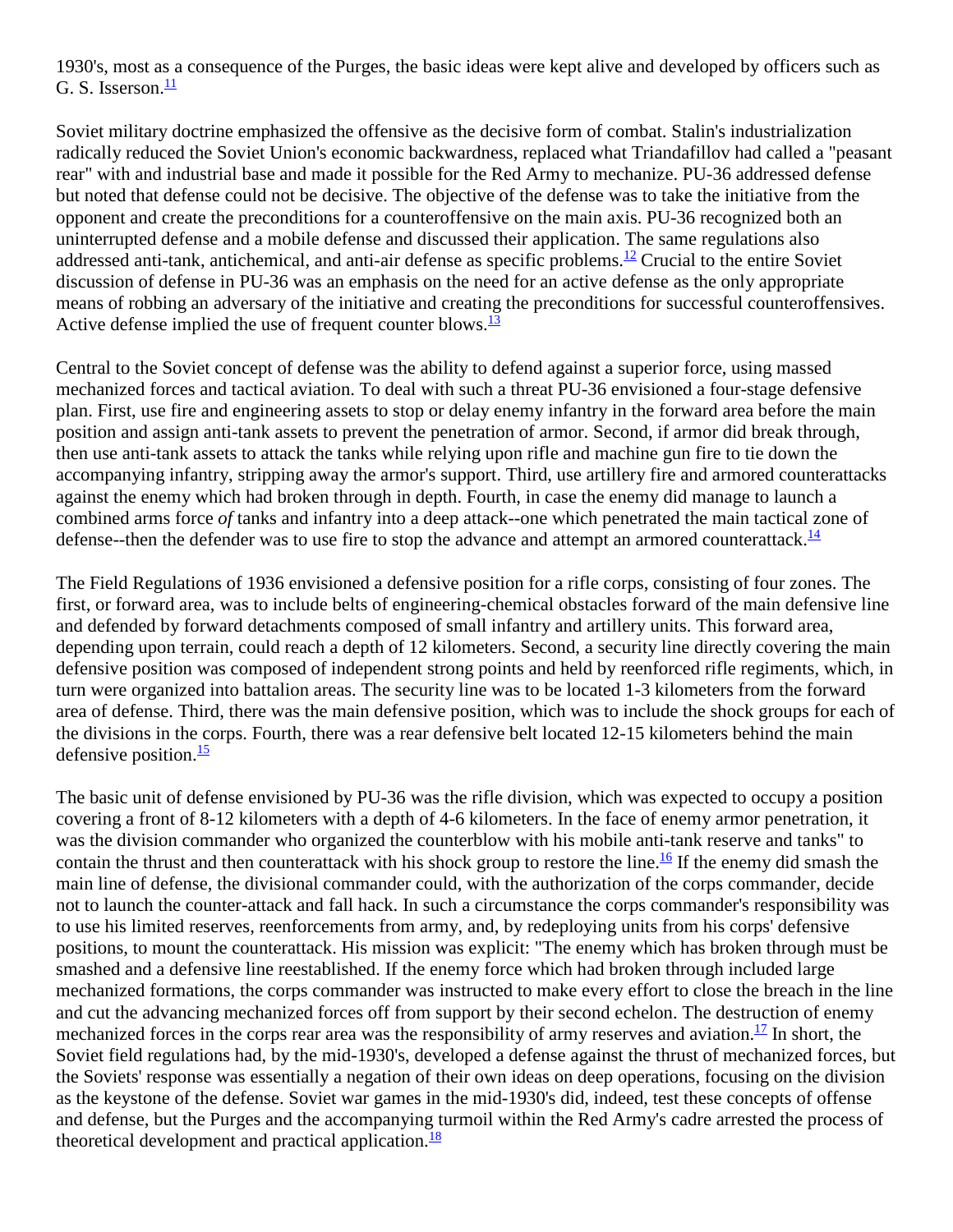1930's, most as a consequence of the Purges, the basic ideas were kept alive and developed by officers such as G. S. Isserson.[11]

Soviet military doctrine emphasized the offensive as the decisive form of combat. Stalin's industrialization radically reduced the Soviet Union's economic backwardness, replaced what Triandafillov had called a "peasant rear" with and industrial base and made it possible for the Red Army to mechanize. PU-36 addressed defense but noted that defense could not be decisive. The objective of the defense was to take the initiative from the opponent and create the preconditions for a counteroffensive on the main axis. PU-36 recognized both an uninterrupted defense and a mobile defense and discussed their application. The same regulations also addressed anti-tank, antichemical, and anti-air defense as specific problems.[12] Crucial to the entire Soviet discussion of defense in PU-36 was an emphasis on the need for an active defense as the only appropriate means of robbing an adversary of the initiative and creating the preconditions for successful counteroffensives. Active defense implied the use of frequent counter blows.[13]

Central to the Soviet concept of defense was the ability to defend against a superior force, using massed mechanized forces and tactical aviation. To deal with such a threat PU-36 envisioned a four-stage defensive plan. First, use fire and engineering assets to stop or delay enemy infantry in the forward area before the main position and assign anti-tank assets to prevent the penetration of armor. Second, if armor did break through, then use anti-tank assets to attack the tanks while relying upon rifle and machine gun fire to tie down the accompanying infantry, stripping away the armor's support. Third, use artillery fire and armored counterattacks against the enemy which had broken through in depth. Fourth, in case the enemy did manage to launch a combined arms force *of* tanks and infantry into a deep attack--one which penetrated the main tactical zone of defense--then the defender was to use fire to stop the advance and attempt an armored counterattack.[14]

The Field Regulations of 1936 envisioned a defensive position for a rifle corps, consisting of four zones. The first, or forward area, was to include belts of engineering-chemical obstacles forward of the main defensive line and defended by forward detachments composed of small infantry and artillery units. This forward area, depending upon terrain, could reach a depth of 12 kilometers. Second, a security line directly covering the main defensive position was composed of independent strong points and held by reenforced rifle regiments, which, in turn were organized into battalion areas. The security line was to be located 1-3 kilometers from the forward area of defense. Third, there was the main defensive position, which was to include the shock groups for each of the divisions in the corps. Fourth, there was a rear defensive belt located 12-15 kilometers behind the main defensive position.[15]

The basic unit of defense envisioned by PU-36 was the rifle division, which was expected to occupy a position covering a front of 8-12 kilometers with a depth of 4-6 kilometers. In the face of enemy armor penetration, it was the division commander who organized the counterblow with his mobile anti-tank reserve and tanks" to contain the thrust and then counterattack with his shock group to restore the line.[16] If the enemy did smash the main line of defense, the divisional commander could, with the authorization of the corps commander, decide not to launch the counter-attack and fall hack. In such a circumstance the corps commander's responsibility was to use his limited reserves, reenforcements from army, and, by redeploying units from his corps' defensive positions, to mount the counterattack. His mission was explicit: "The enemy which has broken through must be smashed and a defensive line reestablished. If the enemy force which had broken through included large mechanized formations, the corps commander was instructed to make every effort to close the breach in the line and cut the advancing mechanized forces off from support by their second echelon. The destruction of enemy mechanized forces in the corps rear area was the responsibility of army reserves and aviation.[17] In short, the Soviet field regulations had, by the mid-1930's, developed a defense against the thrust of mechanized forces, but the Soviets' response was essentially a negation of their own ideas on deep operations, focusing on the division as the keystone of the defense. Soviet war games in the mid-1930's did, indeed, test these concepts of offense and defense, but the Purges and the accompanying turmoil within the Red Army's cadre arrested the process of theoretical development and practical application.[18]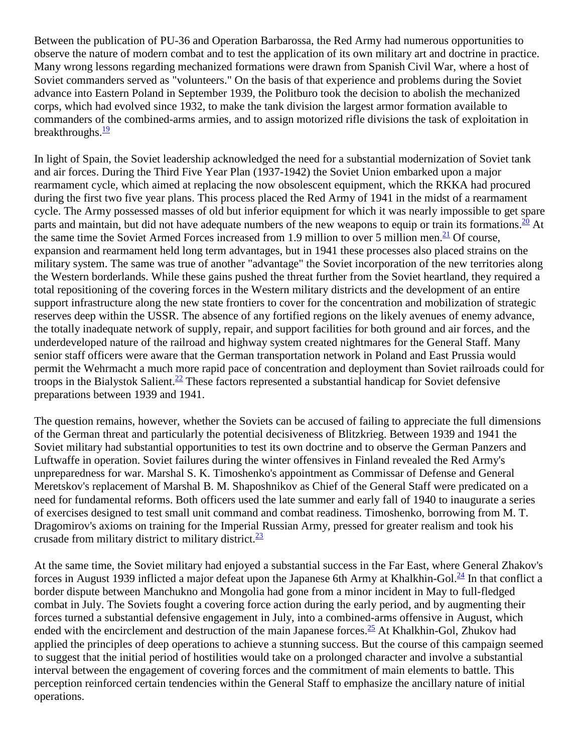Between the publication of PU-36 and Operation Barbarossa, the Red Army had numerous opportunities to observe the nature of modern combat and to test the application of its own military art and doctrine in practice. Many wrong lessons regarding mechanized formations were drawn from Spanish Civil War, where a host of Soviet commanders served as "volunteers." On the basis of that experience and problems during the Soviet advance into Eastern Poland in September 1939, the Politburo took the decision to abolish the mechanized corps, which had evolved since 1932, to make the tank division the largest armor formation available to commanders of the combined-arms armies, and to assign motorized rifle divisions the task of exploitation in breakthroughs.[19]

In light of Spain, the Soviet leadership acknowledged the need for a substantial modernization of Soviet tank and air forces. During the Third Five Year Plan (1937-1942) the Soviet Union embarked upon a major rearmament cycle, which aimed at replacing the now obsolescent equipment, which the RKKA had procured during the first two five year plans. This process placed the Red Army of 1941 in the midst of a rearmament cycle. The Army possessed masses of old but inferior equipment for which it was nearly impossible to get spare parts and maintain, but did not have adequate numbers of the new weapons to equip or train its formations.[20] At the same time the Soviet Armed Forces increased from 1.9 million to over 5 million men.[21] Of course, expansion and rearmament held long term advantages, but in 1941 these processes also placed strains on the military system. The same was true of another "advantage" the Soviet incorporation of the new territories along the Western borderlands. While these gains pushed the threat further from the Soviet heartland, they required a total repositioning of the covering forces in the Western military districts and the development of an entire support infrastructure along the new state frontiers to cover for the concentration and mobilization of strategic reserves deep within the USSR. The absence of any fortified regions on the likely avenues of enemy advance, the totally inadequate network of supply, repair, and support facilities for both ground and air forces, and the underdeveloped nature of the railroad and highway system created nightmares for the General Staff. Many senior staff officers were aware that the German transportation network in Poland and East Prussia would permit the Wehrmacht a much more rapid pace of concentration and deployment than Soviet railroads could for troops in the Bialystok Salient.[22] These factors represented a substantial handicap for Soviet defensive preparations between 1939 and 1941.

The question remains, however, whether the Soviets can be accused of failing to appreciate the full dimensions of the German threat and particularly the potential decisiveness of Blitzkrieg. Between 1939 and 1941 the Soviet military had substantial opportunities to test its own doctrine and to observe the German Panzers and Luftwaffe in operation. Soviet failures during the winter offensives in Finland revealed the Red Army's unpreparedness for war. Marshal S. K. Timoshenko's appointment as Commissar of Defense and General Meretskov's replacement of Marshal B. M. Shaposhnikov as Chief of the General Staff were predicated on a need for fundamental reforms. Both officers used the late summer and early fall of 1940 to inaugurate a series of exercises designed to test small unit command and combat readiness. Timoshenko, borrowing from M. T. Dragomirov's axioms on training for the Imperial Russian Army, pressed for greater realism and took his crusade from military district to military district.[23]

At the same time, the Soviet military had enjoyed a substantial success in the Far East, where General Zhakov's forces in August 1939 inflicted a major defeat upon the Japanese 6th Army at Khalkhin-Gol.[24] In that conflict a border dispute between Manchukno and Mongolia had gone from a minor incident in May to full-fledged combat in July. The Soviets fought a covering force action during the early period, and by augmenting their forces turned a substantial defensive engagement in July, into a combined-arms offensive in August, which ended with the encirclement and destruction of the main Japanese forces.[25] At Khalkhin-Gol, Zhukov had applied the principles of deep operations to achieve a stunning success. But the course of this campaign seemed to suggest that the initial period of hostilities would take on a prolonged character and involve a substantial interval between the engagement of covering forces and the commitment of main elements to battle. This perception reinforced certain tendencies within the General Staff to emphasize the ancillary nature of initial operations.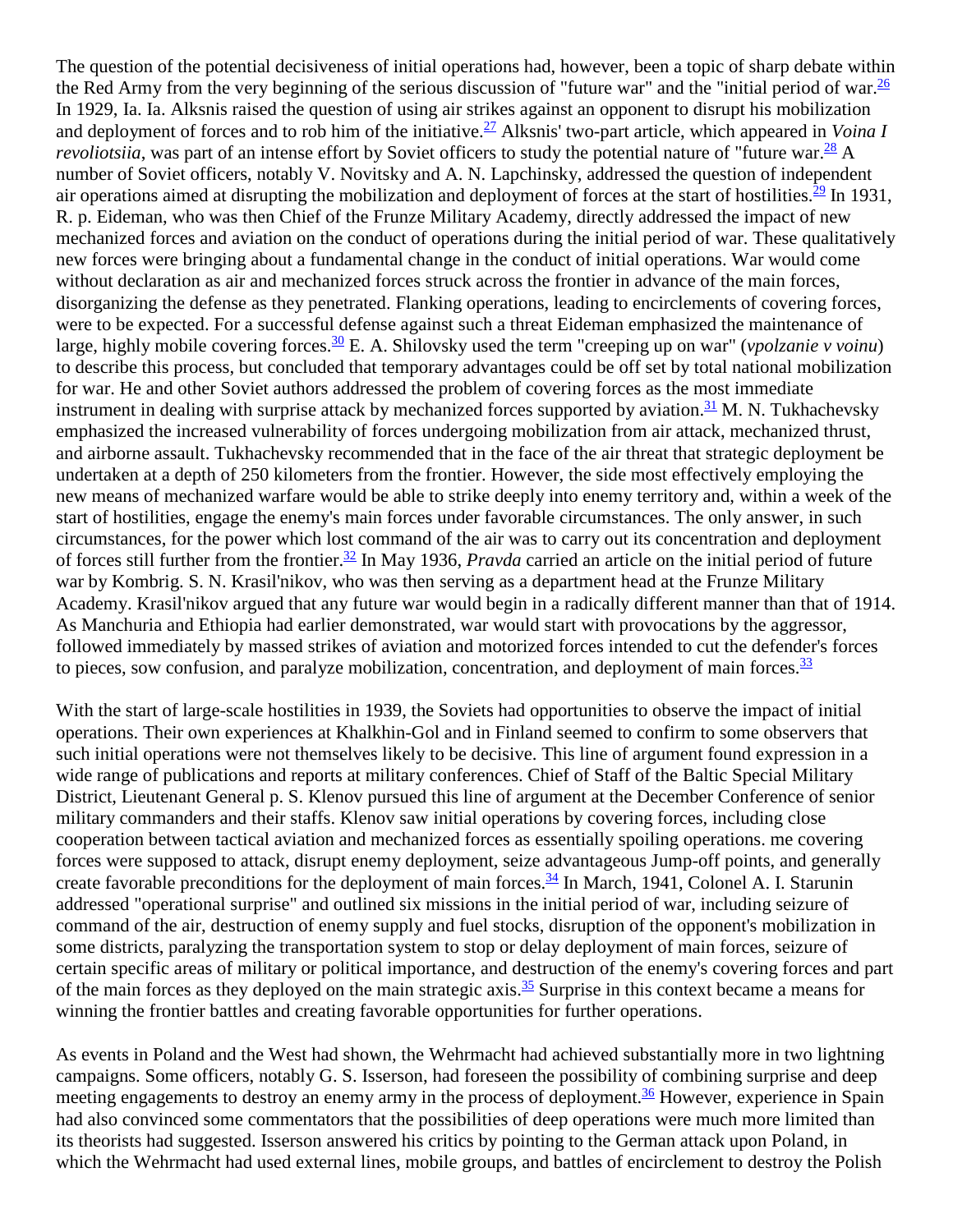The question of the potential decisiveness of initial operations had, however, been a topic of sharp debate within the Red Army from the very beginning of the serious discussion of "future war" and the "initial period of war.[26] In 1929, Ia. Ia. Alksnis raised the question of using air strikes against an opponent to disrupt his mobilization and deployment of forces and to rob him of the initiative.[27] Alksnis' two-part article, which appeared in *Voina I revoliotsiia*, was part of an intense effort by Soviet officers to study the potential nature of "future war.[28] A number of Soviet officers, notably V. Novitsky and A. N. Lapchinsky, addressed the question of independent air operations aimed at disrupting the mobilization and deployment of forces at the start of hostilities.[29] In 1931, R. p. Eideman, who was then Chief of the Frunze Military Academy, directly addressed the impact of new mechanized forces and aviation on the conduct of operations during the initial period of war. These qualitatively new forces were bringing about a fundamental change in the conduct of initial operations. War would come without declaration as air and mechanized forces struck across the frontier in advance of the main forces, disorganizing the defense as they penetrated. Flanking operations, leading to encirclements of covering forces, were to be expected. For a successful defense against such a threat Eideman emphasized the maintenance of large, highly mobile covering forces.[30] E. A. Shilovsky used the term "creeping up on war" (*vpolzanie v voinu*) to describe this process, but concluded that temporary advantages could be off set by total national mobilization for war. He and other Soviet authors addressed the problem of covering forces as the most immediate instrument in dealing with surprise attack by mechanized forces supported by aviation.[31] M. N. Tukhachevsky emphasized the increased vulnerability of forces undergoing mobilization from air attack, mechanized thrust, and airborne assault. Tukhachevsky recommended that in the face of the air threat that strategic deployment be undertaken at a depth of 250 kilometers from the frontier. However, the side most effectively employing the new means of mechanized warfare would be able to strike deeply into enemy territory and, within a week of the start of hostilities, engage the enemy's main forces under favorable circumstances. The only answer, in such circumstances, for the power which lost command of the air was to carry out its concentration and deployment of forces still further from the frontier.[32] In May 1936, *Pravda* carried an article on the initial period of future war by Kombrig. S. N. Krasil'nikov, who was then serving as a department head at the Frunze Military Academy. Krasil'nikov argued that any future war would begin in a radically different manner than that of 1914. As Manchuria and Ethiopia had earlier demonstrated, war would start with provocations by the aggressor, followed immediately by massed strikes of aviation and motorized forces intended to cut the defender's forces to pieces, sow confusion, and paralyze mobilization, concentration, and deployment of main forces.[33]

With the start of large-scale hostilities in 1939, the Soviets had opportunities to observe the impact of initial operations. Their own experiences at Khalkhin-Gol and in Finland seemed to confirm to some observers that such initial operations were not themselves likely to be decisive. This line of argument found expression in a wide range of publications and reports at military conferences. Chief of Staff of the Baltic Special Military District, Lieutenant General p. S. Klenov pursued this line of argument at the December Conference of senior military commanders and their staffs. Klenov saw initial operations by covering forces, including close cooperation between tactical aviation and mechanized forces as essentially spoiling operations. me covering forces were supposed to attack, disrupt enemy deployment, seize advantageous Jump-off points, and generally create favorable preconditions for the deployment of main forces.[34] In March, 1941, Colonel A. I. Starunin addressed "operational surprise" and outlined six missions in the initial period of war, including seizure of command of the air, destruction of enemy supply and fuel stocks, disruption of the opponent's mobilization in some districts, paralyzing the transportation system to stop or delay deployment of main forces, seizure of certain specific areas of military or political importance, and destruction of the enemy's covering forces and part of the main forces as they deployed on the main strategic axis.[35] Surprise in this context became a means for winning the frontier battles and creating favorable opportunities for further operations.

As events in Poland and the West had shown, the Wehrmacht had achieved substantially more in two lightning campaigns. Some officers, notably G. S. Isserson, had foreseen the possibility of combining surprise and deep meeting engagements to destroy an enemy army in the process of deployment.[36] However, experience in Spain had also convinced some commentators that the possibilities of deep operations were much more limited than its theorists had suggested. Isserson answered his critics by pointing to the German attack upon Poland, in which the Wehrmacht had used external lines, mobile groups, and battles of encirclement to destroy the Polish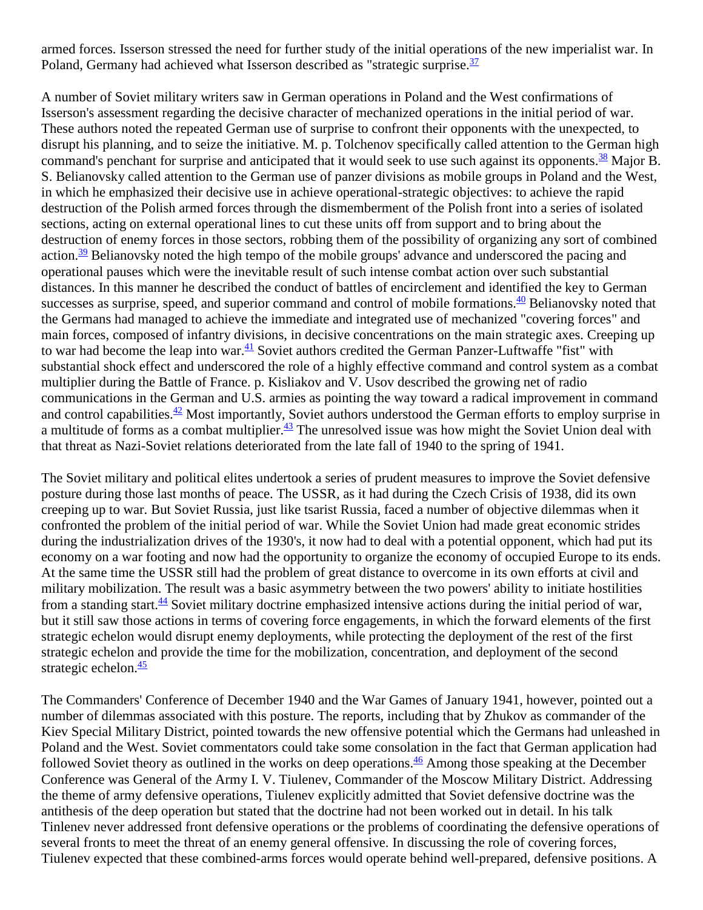armed forces. Isserson stressed the need for further study of the initial operations of the new imperialist war. In Poland, Germany had achieved what Isserson described as "strategic surprise.[37]

A number of Soviet military writers saw in German operations in Poland and the West confirmations of Isserson's assessment regarding the decisive character of mechanized operations in the initial period of war. These authors noted the repeated German use of surprise to confront their opponents with the unexpected, to disrupt his planning, and to seize the initiative. M. p. Tolchenov specifically called attention to the German high command's penchant for surprise and anticipated that it would seek to use such against its opponents.[38] Major B. S. Belianovsky called attention to the German use of panzer divisions as mobile groups in Poland and the West, in which he emphasized their decisive use in achieve operational-strategic objectives: to achieve the rapid destruction of the Polish armed forces through the dismemberment of the Polish front into a series of isolated sections, acting on external operational lines to cut these units off from support and to bring about the destruction of enemy forces in those sectors, robbing them of the possibility of organizing any sort of combined action.[39] Belianovsky noted the high tempo of the mobile groups' advance and underscored the pacing and operational pauses which were the inevitable result of such intense combat action over such substantial distances. In this manner he described the conduct of battles of encirclement and identified the key to German successes as surprise, speed, and superior command and control of mobile formations.[40] Belianovsky noted that the Germans had managed to achieve the immediate and integrated use of mechanized "covering forces" and main forces, composed of infantry divisions, in decisive concentrations on the main strategic axes. Creeping up to war had become the leap into war.[41] Soviet authors credited the German Panzer-Luftwaffe "fist" with substantial shock effect and underscored the role of a highly effective command and control system as a combat multiplier during the Battle of France. p. Kisliakov and V. Usov described the growing net of radio communications in the German and U.S. armies as pointing the way toward a radical improvement in command and control capabilities.[42] Most importantly, Soviet authors understood the German efforts to employ surprise in a multitude of forms as a combat multiplier.[43] The unresolved issue was how might the Soviet Union deal with that threat as Nazi-Soviet relations deteriorated from the late fall of 1940 to the spring of 1941.

The Soviet military and political elites undertook a series of prudent measures to improve the Soviet defensive posture during those last months of peace. The USSR, as it had during the Czech Crisis of 1938, did its own creeping up to war. But Soviet Russia, just like tsarist Russia, faced a number of objective dilemmas when it confronted the problem of the initial period of war. While the Soviet Union had made great economic strides during the industrialization drives of the 1930's, it now had to deal with a potential opponent, which had put its economy on a war footing and now had the opportunity to organize the economy of occupied Europe to its ends. At the same time the USSR still had the problem of great distance to overcome in its own efforts at civil and military mobilization. The result was a basic asymmetry between the two powers' ability to initiate hostilities from a standing start.[44] Soviet military doctrine emphasized intensive actions during the initial period of war, but it still saw those actions in terms of covering force engagements, in which the forward elements of the first strategic echelon would disrupt enemy deployments, while protecting the deployment of the rest of the first strategic echelon and provide the time for the mobilization, concentration, and deployment of the second strategic echelon.[45]

The Commanders' Conference of December 1940 and the War Games of January 1941, however, pointed out a number of dilemmas associated with this posture. The reports, including that by Zhukov as commander of the Kiev Special Military District, pointed towards the new offensive potential which the Germans had unleashed in Poland and the West. Soviet commentators could take some consolation in the fact that German application had followed Soviet theory as outlined in the works on deep operations.[46] Among those speaking at the December Conference was General of the Army I. V. Tiulenev, Commander of the Moscow Military District. Addressing the theme of army defensive operations, Tiulenev explicitly admitted that Soviet defensive doctrine was the antithesis of the deep operation but stated that the doctrine had not been worked out in detail. In his talk Tinlenev never addressed front defensive operations or the problems of coordinating the defensive operations of several fronts to meet the threat of an enemy general offensive. In discussing the role of covering forces, Tiulenev expected that these combined-arms forces would operate behind well-prepared, defensive positions. A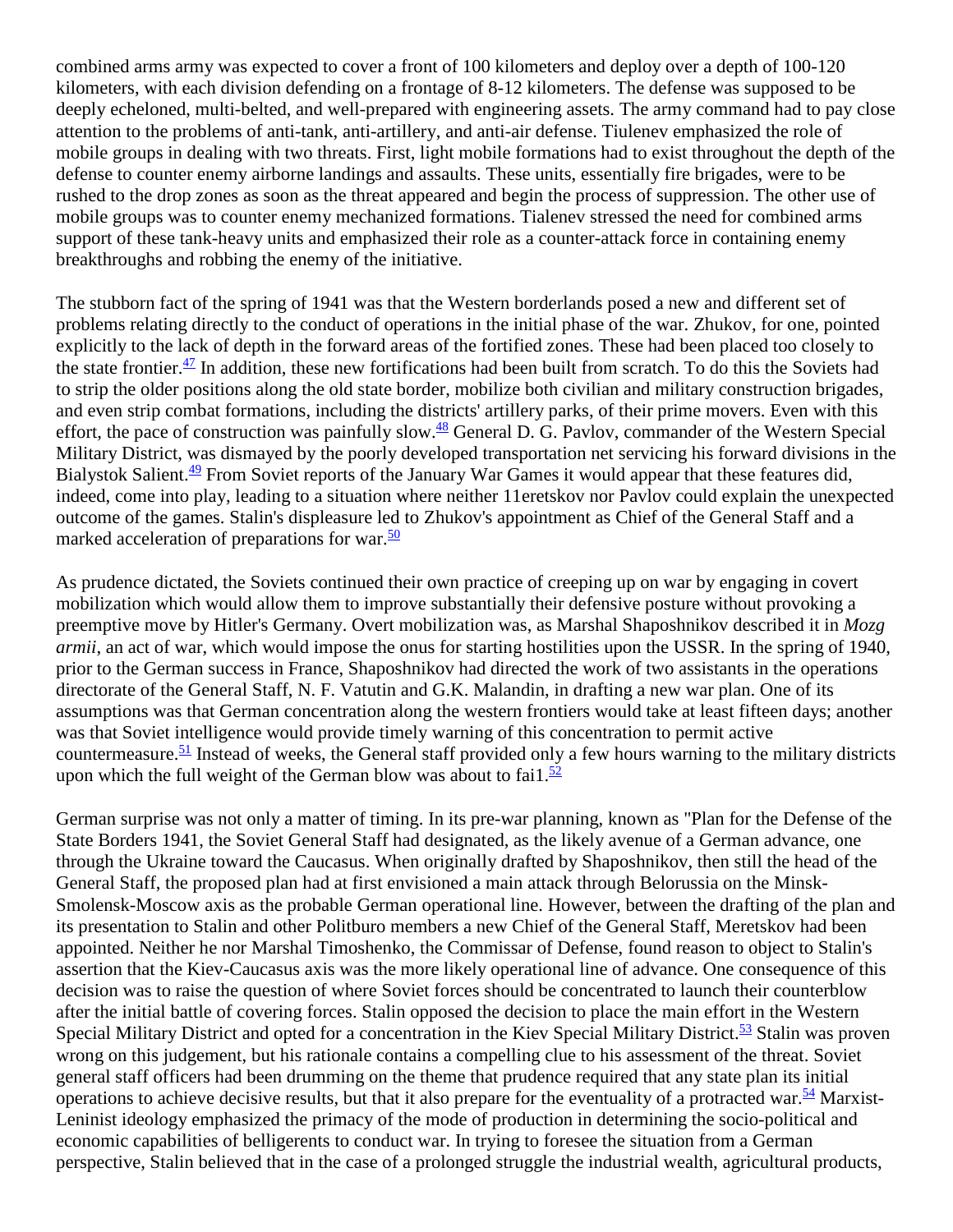combined arms army was expected to cover a front of 100 kilometers and deploy over a depth of 100-120 kilometers, with each division defending on a frontage of 8-12 kilometers. The defense was supposed to be deeply echeloned, multi-belted, and well-prepared with engineering assets. The army command had to pay close attention to the problems of anti-tank, anti-artillery, and anti-air defense. Tiulenev emphasized the role of mobile groups in dealing with two threats. First, light mobile formations had to exist throughout the depth of the defense to counter enemy airborne landings and assaults. These units, essentially fire brigades, were to be rushed to the drop zones as soon as the threat appeared and begin the process of suppression. The other use of mobile groups was to counter enemy mechanized formations. Tialenev stressed the need for combined arms support of these tank-heavy units and emphasized their role as a counter-attack force in containing enemy breakthroughs and robbing the enemy of the initiative.

The stubborn fact of the spring of 1941 was that the Western borderlands posed a new and different set of problems relating directly to the conduct of operations in the initial phase of the war. Zhukov, for one, pointed explicitly to the lack of depth in the forward areas of the fortified zones. These had been placed too closely to the state frontier.[47] In addition, these new fortifications had been built from scratch. To do this the Soviets had to strip the older positions along the old state border, mobilize both civilian and military construction brigades, and even strip combat formations, including the districts' artillery parks, of their prime movers. Even with this effort, the pace of construction was painfully slow.[48] General D. G. Pavlov, commander of the Western Special Military District, was dismayed by the poorly developed transportation net servicing his forward divisions in the Bialystok Salient.[49] From Soviet reports of the January War Games it would appear that these features did, indeed, come into play, leading to a situation where neither 11eretskov nor Pavlov could explain the unexpected outcome of the games. Stalin's displeasure led to Zhukov's appointment as Chief of the General Staff and a marked acceleration of preparations for war.[50]

As prudence dictated, the Soviets continued their own practice of creeping up on war by engaging in covert mobilization which would allow them to improve substantially their defensive posture without provoking a preemptive move by Hitler's Germany. Overt mobilization was, as Marshal Shaposhnikov described it in *Mozg armii*, an act of war, which would impose the onus for starting hostilities upon the USSR. In the spring of 1940, prior to the German success in France, Shaposhnikov had directed the work of two assistants in the operations directorate of the General Staff, N. F. Vatutin and G.K. Malandin, in drafting a new war plan. One of its assumptions was that German concentration along the western frontiers would take at least fifteen days; another was that Soviet intelligence would provide timely warning of this concentration to permit active countermeasure.[51] Instead of weeks, the General staff provided only a few hours warning to the military districts upon which the full weight of the German blow was about to fai1.[52]

German surprise was not only a matter of timing. In its pre-war planning, known as "Plan for the Defense of the State Borders 1941, the Soviet General Staff had designated, as the likely avenue of a German advance, one through the Ukraine toward the Caucasus. When originally drafted by Shaposhnikov, then still the head of the General Staff, the proposed plan had at first envisioned a main attack through Belorussia on the Minsk-Smolensk-Moscow axis as the probable German operational line. However, between the drafting of the plan and its presentation to Stalin and other Politburo members a new Chief of the General Staff, Meretskov had been appointed. Neither he nor Marshal Timoshenko, the Commissar of Defense, found reason to object to Stalin's assertion that the Kiev-Caucasus axis was the more likely operational line of advance. One consequence of this decision was to raise the question of where Soviet forces should be concentrated to launch their counterblow after the initial battle of covering forces. Stalin opposed the decision to place the main effort in the Western Special Military District and opted for a concentration in the Kiev Special Military District.[53] Stalin was proven wrong on this judgement, but his rationale contains a compelling clue to his assessment of the threat. Soviet general staff officers had been drumming on the theme that prudence required that any state plan its initial operations to achieve decisive results, but that it also prepare for the eventuality of a protracted war.[54] Marxist-Leninist ideology emphasized the primacy of the mode of production in determining the socio-political and economic capabilities of belligerents to conduct war. In trying to foresee the situation from a German perspective, Stalin believed that in the case of a prolonged struggle the industrial wealth, agricultural products,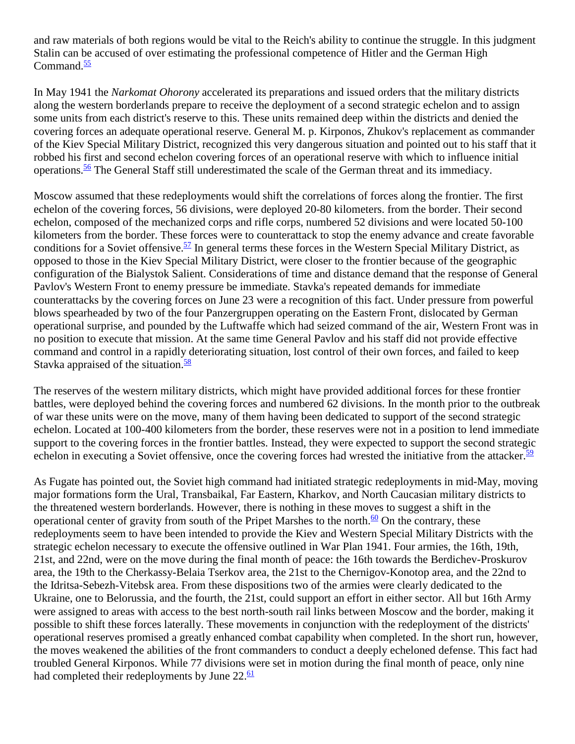and raw materials of both regions would be vital to the Reich's ability to continue the struggle. In this judgment Stalin can be accused of over estimating the professional competence of Hitler and the German High Command.[55]

In May 1941 the *Narkomat Ohorony* accelerated its preparations and issued orders that the military districts along the western borderlands prepare to receive the deployment of a second strategic echelon and to assign some units from each district's reserve to this. These units remained deep within the districts and denied the covering forces an adequate operational reserve. General M. p. Kirponos, Zhukov's replacement as commander of the Kiev Special Military District, recognized this very dangerous situation and pointed out to his staff that it robbed his first and second echelon covering forces of an operational reserve with which to influence initial operations.[56] The General Staff still underestimated the scale of the German threat and its immediacy.

Moscow assumed that these redeployments would shift the correlations of forces along the frontier. The first echelon of the covering forces, 56 divisions, were deployed 20-80 kilometers. from the border. Their second echelon, composed of the mechanized corps and rifle corps, numbered 52 divisions and were located 50-100 kilometers from the border. These forces were to counterattack to stop the enemy advance and create favorable conditions for a Soviet offensive.[57] In general terms these forces in the Western Special Military District, as opposed to those in the Kiev Special Military District, were closer to the frontier because of the geographic configuration of the Bialystok Salient. Considerations of time and distance demand that the response of General Pavlov's Western Front to enemy pressure be immediate. Stavka's repeated demands for immediate counterattacks by the covering forces on June 23 were a recognition of this fact. Under pressure from powerful blows spearheaded by two of the four Panzergruppen operating on the Eastern Front, dislocated by German operational surprise, and pounded by the Luftwaffe which had seized command of the air, Western Front was in no position to execute that mission. At the same time General Pavlov and his staff did not provide effective command and control in a rapidly deteriorating situation, lost control of their own forces, and failed to keep Stavka appraised of the situation.[58]

The reserves of the western military districts, which might have provided additional forces for these frontier battles, were deployed behind the covering forces and numbered 62 divisions. In the month prior to the outbreak of war these units were on the move, many of them having been dedicated to support of the second strategic echelon. Located at 100-400 kilometers from the border, these reserves were not in a position to lend immediate support to the covering forces in the frontier battles. Instead, they were expected to support the second strategic echelon in executing a Soviet offensive, once the covering forces had wrested the initiative from the attacker.[59]

As Fugate has pointed out, the Soviet high command had initiated strategic redeployments in mid-May, moving major formations form the Ural, Transbaikal, Far Eastern, Kharkov, and North Caucasian military districts to the threatened western borderlands. However, there is nothing in these moves to suggest a shift in the operational center of gravity from south of the Pripet Marshes to the north.[60] On the contrary, these redeployments seem to have been intended to provide the Kiev and Western Special Military Districts with the strategic echelon necessary to execute the offensive outlined in War Plan 1941. Four armies, the 16th, 19th, 21st, and 22nd, were on the move during the final month of peace: the 16th towards the Berdichev-Proskurov area, the 19th to the Cherkassy-Belaia Tserkov area, the 21st to the Chernigov-Konotop area, and the 22nd to the Idritsa-Sebezh-Vitebsk area. From these dispositions two of the armies were clearly dedicated to the Ukraine, one to Belorussia, and the fourth, the 21st, could support an effort in either sector. All but 16th Army were assigned to areas with access to the best north-south rail links between Moscow and the border, making it possible to shift these forces laterally. These movements in conjunction with the redeployment of the districts' operational reserves promised a greatly enhanced combat capability when completed. In the short run, however, the moves weakened the abilities of the front commanders to conduct a deeply echeloned defense. This fact had troubled General Kirponos. While 77 divisions were set in motion during the final month of peace, only nine had completed their redeployments by June 22.[61]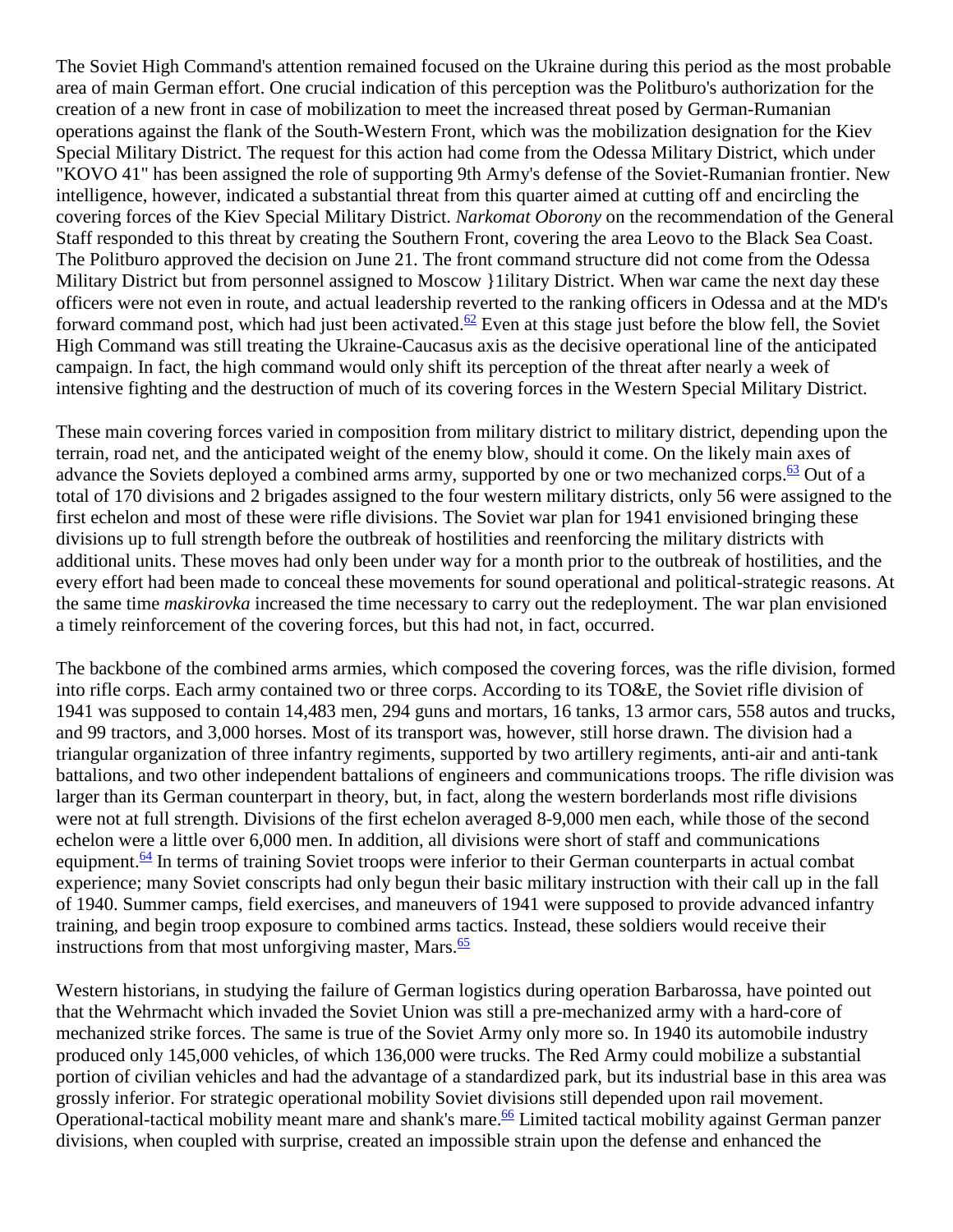The Soviet High Command's attention remained focused on the Ukraine during this period as the most probable area of main German effort. One crucial indication of this perception was the Politburo's authorization for the creation of a new front in case of mobilization to meet the increased threat posed by German-Rumanian operations against the flank of the South-Western Front, which was the mobilization designation for the Kiev Special Military District. The request for this action had come from the Odessa Military District, which under "KOVO 41" has been assigned the role of supporting 9th Army's defense of the Soviet-Rumanian frontier. New intelligence, however, indicated a substantial threat from this quarter aimed at cutting off and encircling the covering forces of the Kiev Special Military District. *Narkomat Oborony* on the recommendation of the General Staff responded to this threat by creating the Southern Front, covering the area Leovo to the Black Sea Coast. The Politburo approved the decision on June 21. The front command structure did not come from the Odessa Military District but from personnel assigned to Moscow }1ilitary District. When war came the next day these officers were not even in route, and actual leadership reverted to the ranking officers in Odessa and at the MD's forward command post, which had just been activated.[62] Even at this stage just before the blow fell, the Soviet High Command was still treating the Ukraine-Caucasus axis as the decisive operational line of the anticipated campaign. In fact, the high command would only shift its perception of the threat after nearly a week of intensive fighting and the destruction of much of its covering forces in the Western Special Military District.

These main covering forces varied in composition from military district to military district, depending upon the terrain, road net, and the anticipated weight of the enemy blow, should it come. On the likely main axes of advance the Soviets deployed a combined arms army, supported by one or two mechanized corps.[63] Out of a total of 170 divisions and 2 brigades assigned to the four western military districts, only 56 were assigned to the first echelon and most of these were rifle divisions. The Soviet war plan for 1941 envisioned bringing these divisions up to full strength before the outbreak of hostilities and reenforcing the military districts with additional units. These moves had only been under way for a month prior to the outbreak of hostilities, and the every effort had been made to conceal these movements for sound operational and political-strategic reasons. At the same time *maskirovka* increased the time necessary to carry out the redeployment. The war plan envisioned a timely reinforcement of the covering forces, but this had not, in fact, occurred.

The backbone of the combined arms armies, which composed the covering forces, was the rifle division, formed into rifle corps. Each army contained two or three corps. According to its TO&E, the Soviet rifle division of 1941 was supposed to contain 14,483 men, 294 guns and mortars, 16 tanks, 13 armor cars, 558 autos and trucks, and 99 tractors, and 3,000 horses. Most of its transport was, however, still horse drawn. The division had a triangular organization of three infantry regiments, supported by two artillery regiments, anti-air and anti-tank battalions, and two other independent battalions of engineers and communications troops. The rifle division was larger than its German counterpart in theory, but, in fact, along the western borderlands most rifle divisions were not at full strength. Divisions of the first echelon averaged 8-9,000 men each, while those of the second echelon were a little over 6,000 men. In addition, all divisions were short of staff and communications equipment.[64] In terms of training Soviet troops were inferior to their German counterparts in actual combat experience; many Soviet conscripts had only begun their basic military instruction with their call up in the fall of 1940. Summer camps, field exercises, and maneuvers of 1941 were supposed to provide advanced infantry training, and begin troop exposure to combined arms tactics. Instead, these soldiers would receive their instructions from that most unforgiving master, Mars.[65]

Western historians, in studying the failure of German logistics during operation Barbarossa, have pointed out that the Wehrmacht which invaded the Soviet Union was still a pre-mechanized army with a hard-core of mechanized strike forces. The same is true of the Soviet Army only more so. In 1940 its automobile industry produced only 145,000 vehicles, of which 136,000 were trucks. The Red Army could mobilize a substantial portion of civilian vehicles and had the advantage of a standardized park, but its industrial base in this area was grossly inferior. For strategic operational mobility Soviet divisions still depended upon rail movement. Operational-tactical mobility meant mare and shank's mare.[66] Limited tactical mobility against German panzer divisions, when coupled with surprise, created an impossible strain upon the defense and enhanced the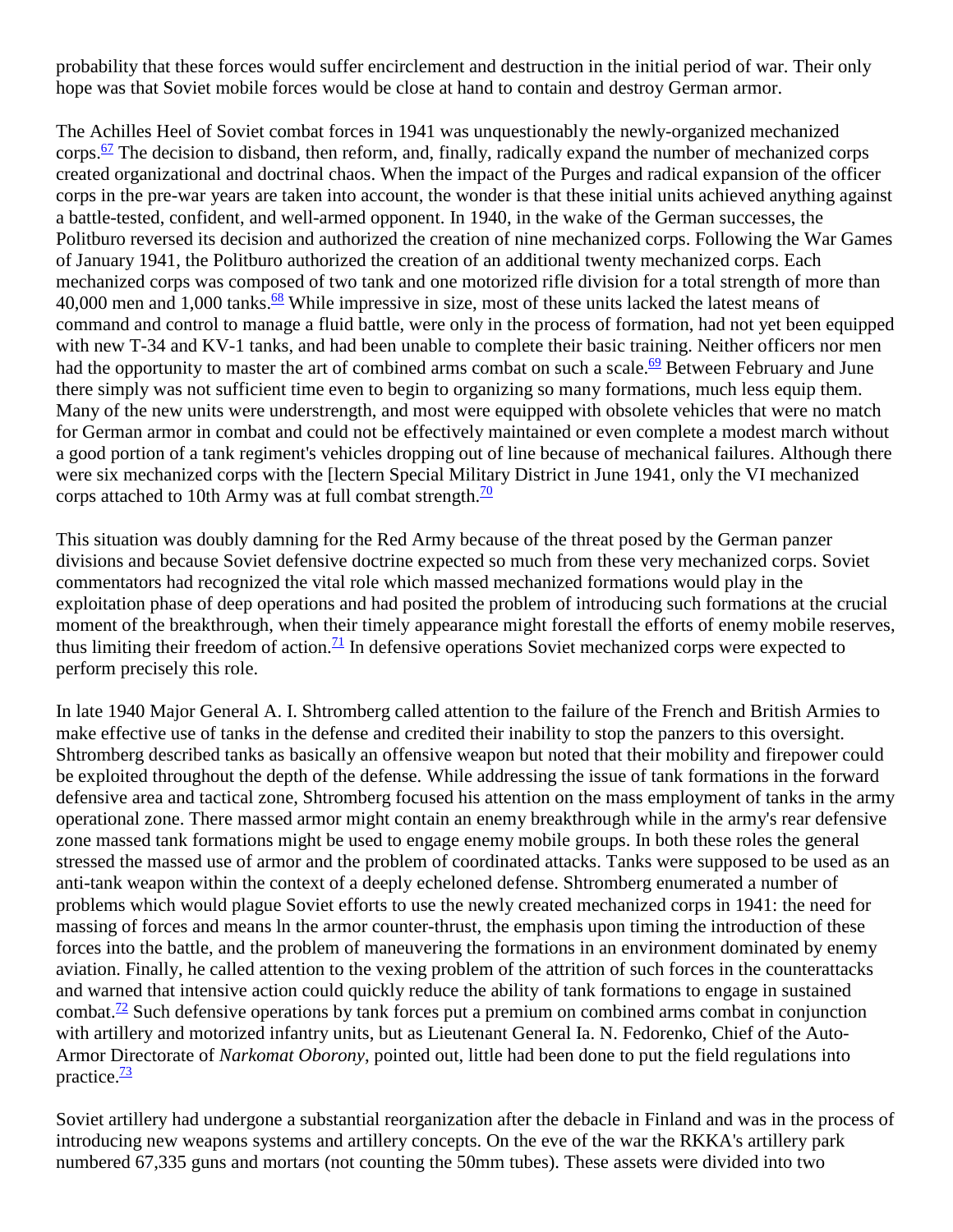probability that these forces would suffer encirclement and destruction in the initial period of war. Their only hope was that Soviet mobile forces would be close at hand to contain and destroy German armor.

The Achilles Heel of Soviet combat forces in 1941 was unquestionably the newly-organized mechanized corps.[67] The decision to disband, then reform, and, finally, radically expand the number of mechanized corps created organizational and doctrinal chaos. When the impact of the Purges and radical expansion of the officer corps in the pre-war years are taken into account, the wonder is that these initial units achieved anything against a battle-tested, confident, and well-armed opponent. In 1940, in the wake of the German successes, the Politburo reversed its decision and authorized the creation of nine mechanized corps. Following the War Games of January 1941, the Politburo authorized the creation of an additional twenty mechanized corps. Each mechanized corps was composed of two tank and one motorized rifle division for a total strength of more than 40,000 men and 1,000 tanks.[68] While impressive in size, most of these units lacked the latest means of command and control to manage a fluid battle, were only in the process of formation, had not yet been equipped with new T-34 and KV-1 tanks, and had been unable to complete their basic training. Neither officers nor men had the opportunity to master the art of combined arms combat on such a scale.[69] Between February and June there simply was not sufficient time even to begin to organizing so many formations, much less equip them. Many of the new units were understrength, and most were equipped with obsolete vehicles that were no match for German armor in combat and could not be effectively maintained or even complete a modest march without a good portion of a tank regiment's vehicles dropping out of line because of mechanical failures. Although there were six mechanized corps with the [lectern Special Military District in June 1941, only the VI mechanized corps attached to 10th Army was at full combat strength.[70]

This situation was doubly damning for the Red Army because of the threat posed by the German panzer divisions and because Soviet defensive doctrine expected so much from these very mechanized corps. Soviet commentators had recognized the vital role which massed mechanized formations would play in the exploitation phase of deep operations and had posited the problem of introducing such formations at the crucial moment of the breakthrough, when their timely appearance might forestall the efforts of enemy mobile reserves, thus limiting their freedom of action.[71] In defensive operations Soviet mechanized corps were expected to perform precisely this role.

In late 1940 Major General A. I. Shtromberg called attention to the failure of the French and British Armies to make effective use of tanks in the defense and credited their inability to stop the panzers to this oversight. Shtromberg described tanks as basically an offensive weapon but noted that their mobility and firepower could be exploited throughout the depth of the defense. While addressing the issue of tank formations in the forward defensive area and tactical zone, Shtromberg focused his attention on the mass employment of tanks in the army operational zone. There massed armor might contain an enemy breakthrough while in the army's rear defensive zone massed tank formations might be used to engage enemy mobile groups. In both these roles the general stressed the massed use of armor and the problem of coordinated attacks. Tanks were supposed to be used as an anti-tank weapon within the context of a deeply echeloned defense. Shtromberg enumerated a number of problems which would plague Soviet efforts to use the newly created mechanized corps in 1941: the need for massing of forces and means ln the armor counter-thrust, the emphasis upon timing the introduction of these forces into the battle, and the problem of maneuvering the formations in an environment dominated by enemy aviation. Finally, he called attention to the vexing problem of the attrition of such forces in the counterattacks and warned that intensive action could quickly reduce the ability of tank formations to engage in sustained combat.[72] Such defensive operations by tank forces put a premium on combined arms combat in conjunction with artillery and motorized infantry units, but as Lieutenant General Ia. N. Fedorenko, Chief of the Auto-Armor Directorate of *Narkomat Oborony*, pointed out, little had been done to put the field regulations into practice.[73]

Soviet artillery had undergone a substantial reorganization after the debacle in Finland and was in the process of introducing new weapons systems and artillery concepts. On the eve of the war the RKKA's artillery park numbered 67,335 guns and mortars (not counting the 50mm tubes). These assets were divided into two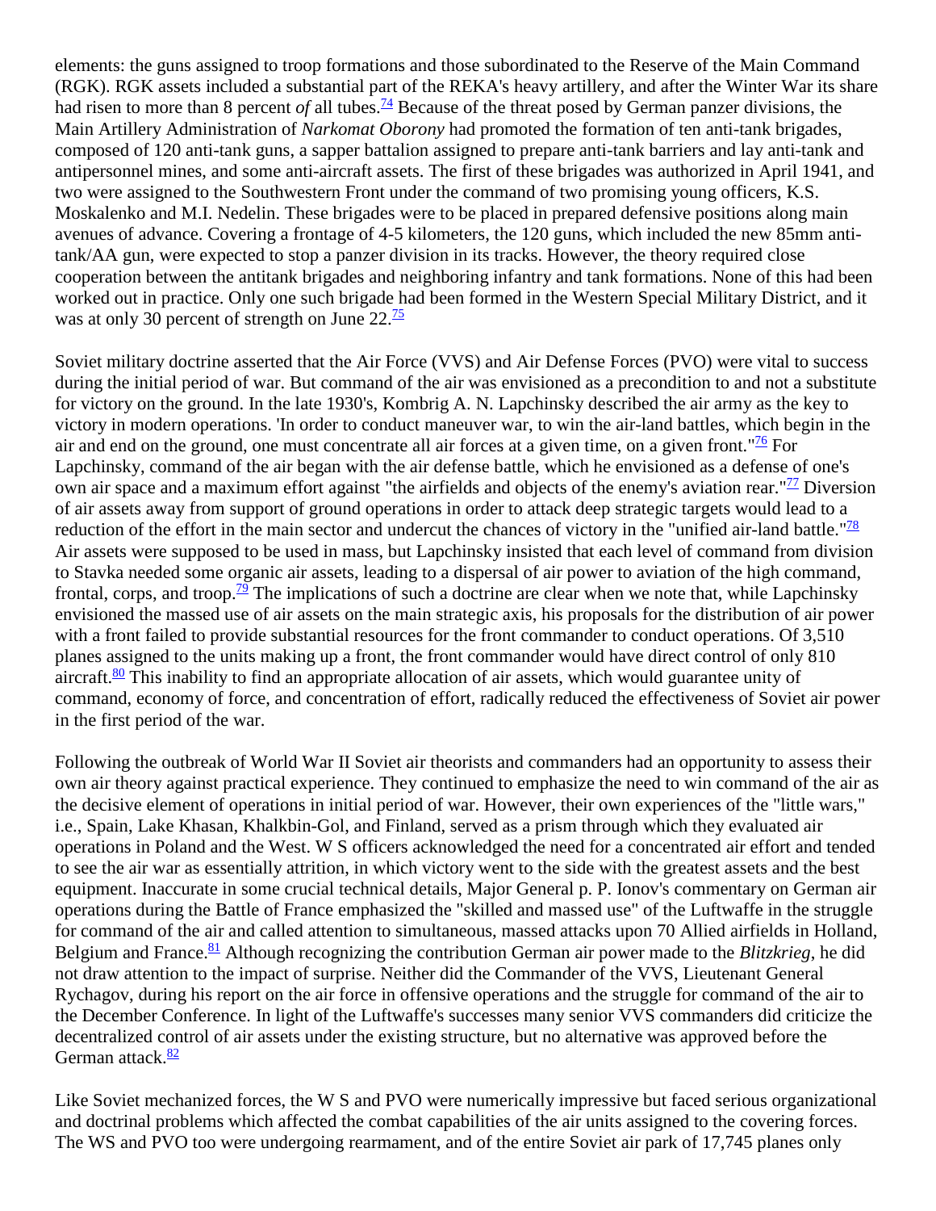elements: the guns assigned to troop formations and those subordinated to the Reserve of the Main Command (RGK). RGK assets included a substantial part of the REKA's heavy artillery, and after the Winter War its share had risen to more than 8 percent *of* all tubes.[74] Because of the threat posed by German panzer divisions, the Main Artillery Administration of *Narkomat Oborony* had promoted the formation of ten anti-tank brigades, composed of 120 anti-tank guns, a sapper battalion assigned to prepare anti-tank barriers and lay anti-tank and antipersonnel mines, and some anti-aircraft assets. The first of these brigades was authorized in April 1941, and two were assigned to the Southwestern Front under the command of two promising young officers, K.S. Moskalenko and M.I. Nedelin. These brigades were to be placed in prepared defensive positions along main avenues of advance. Covering a frontage of 4-5 kilometers, the 120 guns, which included the new 85mm anti-tank/AA gun, were expected to stop a panzer division in its tracks. However, the theory required close cooperation between the antitank brigades and neighboring infantry and tank formations. None of this had been worked out in practice. Only one such brigade had been formed in the Western Special Military District, and it was at only 30 percent of strength on June 22.[75]

Soviet military doctrine asserted that the Air Force (VVS) and Air Defense Forces (PVO) were vital to success during the initial period of war. But command of the air was envisioned as a precondition to and not a substitute for victory on the ground. In the late 1930's, Kombrig A. N. Lapchinsky described the air army as the key to victory in modern operations. 'In order to conduct maneuver war, to win the air-land battles, which begin in the air and end on the ground, one must concentrate all air forces at a given time, on a given front."[76] For Lapchinsky, command of the air began with the air defense battle, which he envisioned as a defense of one's own air space and a maximum effort against "the airfields and objects of the enemy's aviation rear."[77] Diversion of air assets away from support of ground operations in order to attack deep strategic targets would lead to a reduction of the effort in the main sector and undercut the chances of victory in the "unified air-land battle."[78] Air assets were supposed to be used in mass, but Lapchinsky insisted that each level of command from division to Stavka needed some organic air assets, leading to a dispersal of air power to aviation of the high command, frontal, corps, and troop.[79] The implications of such a doctrine are clear when we note that, while Lapchinsky envisioned the massed use of air assets on the main strategic axis, his proposals for the distribution of air power with a front failed to provide substantial resources for the front commander to conduct operations. Of 3,510 planes assigned to the units making up a front, the front commander would have direct control of only 810 aircraft.[80] This inability to find an appropriate allocation of air assets, which would guarantee unity of command, economy of force, and concentration of effort, radically reduced the effectiveness of Soviet air power in the first period of the war.

Following the outbreak of World War II Soviet air theorists and commanders had an opportunity to assess their own air theory against practical experience. They continued to emphasize the need to win command of the air as the decisive element of operations in initial period of war. However, their own experiences of the "little wars," i.e., Spain, Lake Khasan, Khalkbin-Gol, and Finland, served as a prism through which they evaluated air operations in Poland and the West. W S officers acknowledged the need for a concentrated air effort and tended to see the air war as essentially attrition, in which victory went to the side with the greatest assets and the best equipment. Inaccurate in some crucial technical details, Major General p. P. Ionov's commentary on German air operations during the Battle of France emphasized the "skilled and massed use" of the Luftwaffe in the struggle for command of the air and called attention to simultaneous, massed attacks upon 70 Allied airfields in Holland, Belgium and France.[81] Although recognizing the contribution German air power made to the *Blitzkrieg*, he did not draw attention to the impact of surprise. Neither did the Commander of the VVS, Lieutenant General Rychagov, during his report on the air force in offensive operations and the struggle for command of the air to the December Conference. In light of the Luftwaffe's successes many senior VVS commanders did criticize the decentralized control of air assets under the existing structure, but no alternative was approved before the German attack.[82]

Like Soviet mechanized forces, the W S and PVO were numerically impressive but faced serious organizational and doctrinal problems which affected the combat capabilities of the air units assigned to the covering forces. The WS and PVO too were undergoing rearmament, and of the entire Soviet air park of 17,745 planes only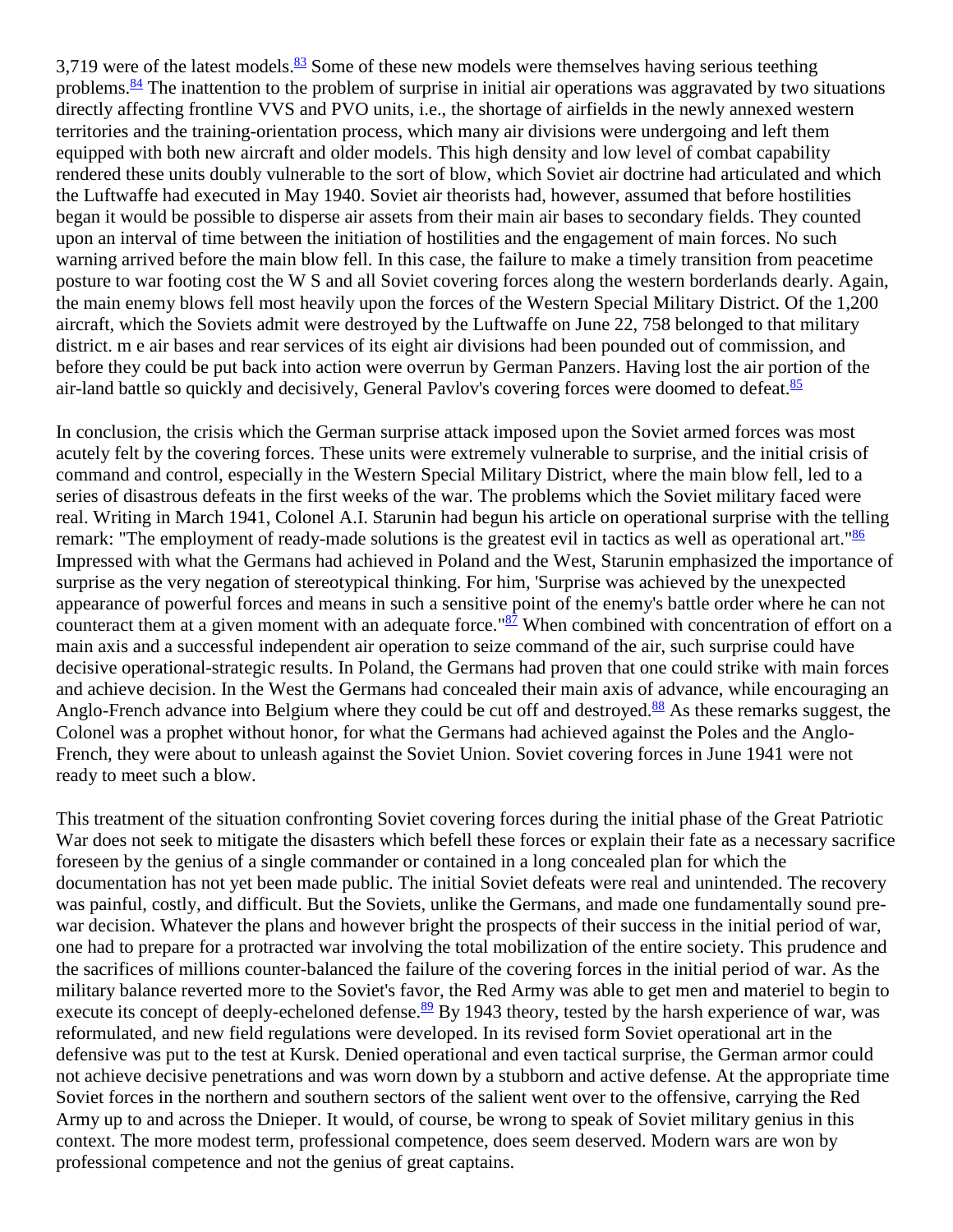3,719 were of the latest models.[83] Some of these new models were themselves having serious teething problems.[84] The inattention to the problem of surprise in initial air operations was aggravated by two situations directly affecting frontline VVS and PVO units, i.e., the shortage of airfields in the newly annexed western territories and the training-orientation process, which many air divisions were undergoing and left them equipped with both new aircraft and older models. This high density and low level of combat capability rendered these units doubly vulnerable to the sort of blow, which Soviet air doctrine had articulated and which the Luftwaffe had executed in May 1940. Soviet air theorists had, however, assumed that before hostilities began it would be possible to disperse air assets from their main air bases to secondary fields. They counted upon an interval of time between the initiation of hostilities and the engagement of main forces. No such warning arrived before the main blow fell. In this case, the failure to make a timely transition from peacetime posture to war footing cost the W S and all Soviet covering forces along the western borderlands dearly. Again, the main enemy blows fell most heavily upon the forces of the Western Special Military District. Of the 1,200 aircraft, which the Soviets admit were destroyed by the Luftwaffe on June 22, 758 belonged to that military district. m e air bases and rear services of its eight air divisions had been pounded out of commission, and before they could be put back into action were overrun by German Panzers. Having lost the air portion of the air-land battle so quickly and decisively, General Pavlov's covering forces were doomed to defeat.[85]

In conclusion, the crisis which the German surprise attack imposed upon the Soviet armed forces was most acutely felt by the covering forces. These units were extremely vulnerable to surprise, and the initial crisis of command and control, especially in the Western Special Military District, where the main blow fell, led to a series of disastrous defeats in the first weeks of the war. The problems which the Soviet military faced were real. Writing in March 1941, Colonel A.I. Starunin had begun his article on operational surprise with the telling remark: "The employment of ready-made solutions is the greatest evil in tactics as well as operational art."[86] Impressed with what the Germans had achieved in Poland and the West, Starunin emphasized the importance of surprise as the very negation of stereotypical thinking. For him, 'Surprise was achieved by the unexpected appearance of powerful forces and means in such a sensitive point of the enemy's battle order where he can not counteract them at a given moment with an adequate force."[87] When combined with concentration of effort on a main axis and a successful independent air operation to seize command of the air, such surprise could have decisive operational-strategic results. In Poland, the Germans had proven that one could strike with main forces and achieve decision. In the West the Germans had concealed their main axis of advance, while encouraging an Anglo-French advance into Belgium where they could be cut off and destroyed.[88] As these remarks suggest, the Colonel was a prophet without honor, for what the Germans had achieved against the Poles and the Anglo-French, they were about to unleash against the Soviet Union. Soviet covering forces in June 1941 were not ready to meet such a blow.

This treatment of the situation confronting Soviet covering forces during the initial phase of the Great Patriotic War does not seek to mitigate the disasters which befell these forces or explain their fate as a necessary sacrifice foreseen by the genius of a single commander or contained in a long concealed plan for which the documentation has not yet been made public. The initial Soviet defeats were real and unintended. The recovery was painful, costly, and difficult. But the Soviets, unlike the Germans, and made one fundamentally sound pre-war decision. Whatever the plans and however bright the prospects of their success in the initial period of war, one had to prepare for a protracted war involving the total mobilization of the entire society. This prudence and the sacrifices of millions counter-balanced the failure of the covering forces in the initial period of war. As the military balance reverted more to the Soviet's favor, the Red Army was able to get men and materiel to begin to execute its concept of deeply-echeloned defense.[89] By 1943 theory, tested by the harsh experience of war, was reformulated, and new field regulations were developed. In its revised form Soviet operational art in the defensive was put to the test at Kursk. Denied operational and even tactical surprise, the German armor could not achieve decisive penetrations and was worn down by a stubborn and active defense. At the appropriate time Soviet forces in the northern and southern sectors of the salient went over to the offensive, carrying the Red Army up to and across the Dnieper. It would, of course, be wrong to speak of Soviet military genius in this context. The more modest term, professional competence, does seem deserved. Modern wars are won by professional competence and not the genius of great captains.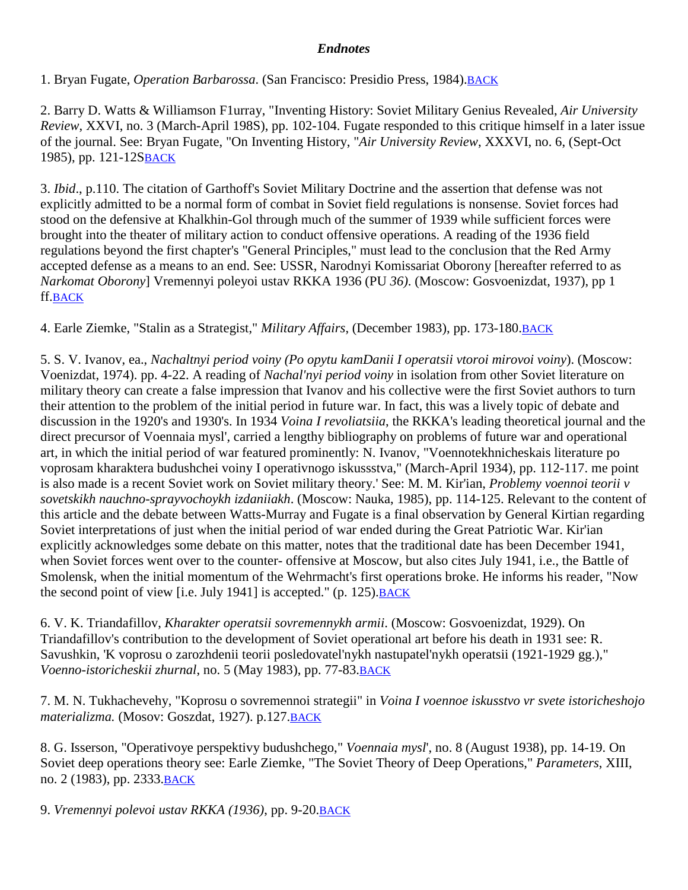### *Endnotes*

1. Bryan Fugate, *Operation Barbarossa*. (San Francisco: Presidio Press, 1984).BACK

2. Barry D. Watts & Williamson F1urray, "Inventing History: Soviet Military Genius Revealed, *Air University Review*, XXVI, no. 3 (March-April 198S), pp. 102-104. Fugate responded to this critique himself in a later issue of the journal. See: Bryan Fugate, "On Inventing History, "*Air University Review*, XXXVI, no. 6, (Sept-Oct 1985), pp. 121-12SBACK

3. *Ibid*., p.110. The citation of Garthoff's Soviet Military Doctrine and the assertion that defense was not explicitly admitted to be a normal form of combat in Soviet field regulations is nonsense. Soviet forces had stood on the defensive at Khalkhin-Gol through much of the summer of 1939 while sufficient forces were brought into the theater of military action to conduct offensive operations. A reading of the 1936 field regulations beyond the first chapter's "General Principles," must lead to the conclusion that the Red Army accepted defense as a means to an end. See: USSR, Narodnyi Komissariat Oborony [hereafter referred to as *Narkomat Oborony*] Vremennyi poleyoi ustav RKKA 1936 (PU *36)*. (Moscow: Gosvoenizdat, 1937), pp 1 ff.BACK

4. Earle Ziemke, "Stalin as a Strategist," *Military Affairs*, (December 1983), pp. 173-180.BACK

5. S. V. Ivanov, ea., *Nachaltnyi period voiny (Po opytu kamDanii I operatsii vtoroi mirovoi voiny*). (Moscow: Voenizdat, 1974). pp. 4-22. A reading of *Nachal'nyi period voiny* in isolation from other Soviet literature on military theory can create a false impression that Ivanov and his collective were the first Soviet authors to turn their attention to the problem of the initial period in future war. In fact, this was a lively topic of debate and discussion in the 1920's and 1930's. In 1934 *Voina I revoliatsiia*, the RKKA's leading theoretical journal and the direct precursor of Voennaia mysl', carried a lengthy bibliography on problems of future war and operational art, in which the initial period of war featured prominently: N. Ivanov, "Voennotekhnicheskais literature po voprosam kharaktera budushchei voiny I operativnogo iskussstva," (March-April 1934), pp. 112-117. me point is also made is a recent Soviet work on Soviet military theory.' See: M. M. Kir'ian, *Problemy voennoi teorii v sovetskikh nauchno-sprayvochoykh izdaniiakh*. (Moscow: Nauka, 1985), pp. 114-125. Relevant to the content of this article and the debate between Watts-Murray and Fugate is a final observation by General Kirtian regarding Soviet interpretations of just when the initial period of war ended during the Great Patriotic War. Kir'ian explicitly acknowledges some debate on this matter, notes that the traditional date has been December 1941, when Soviet forces went over to the counter- offensive at Moscow, but also cites July 1941, i.e., the Battle of Smolensk, when the initial momentum of the Wehrmacht's first operations broke. He informs his reader, "Now the second point of view [i.e. July 1941] is accepted." (p. 125).BACK

6. V. K. Triandafillov, *Kharakter operatsii sovremennykh armii*. (Moscow: Gosvoenizdat, 1929). On Triandafillov's contribution to the development of Soviet operational art before his death in 1931 see: R. Savushkin, 'K voprosu o zarozhdenii teorii posledovatel'nykh nastupatel'nykh operatsii (1921-1929 gg.)," *Voenno-istoricheskii zhurnal*, no. 5 (May 1983), pp. 77-83.BACK

7. M. N. Tukhachevehy, "Koprosu o sovremennoi strategii" in *Voina I voennoe iskusstvo vr svete istoricheshojo materializma.* (Mosov: Goszdat, 1927). p.127.BACK

8. G. Isserson, "Operativoye perspektivy budushchego," *Voennaia mysl*', no. 8 (August 1938), pp. 14-19. On Soviet deep operations theory see: Earle Ziemke, "The Soviet Theory of Deep Operations," *Parameters*, XIII, no. 2 (1983), pp. 2333.BACK

9. *Vremennyi polevoi ustav RKKA (1936)*, pp. 9-20.BACK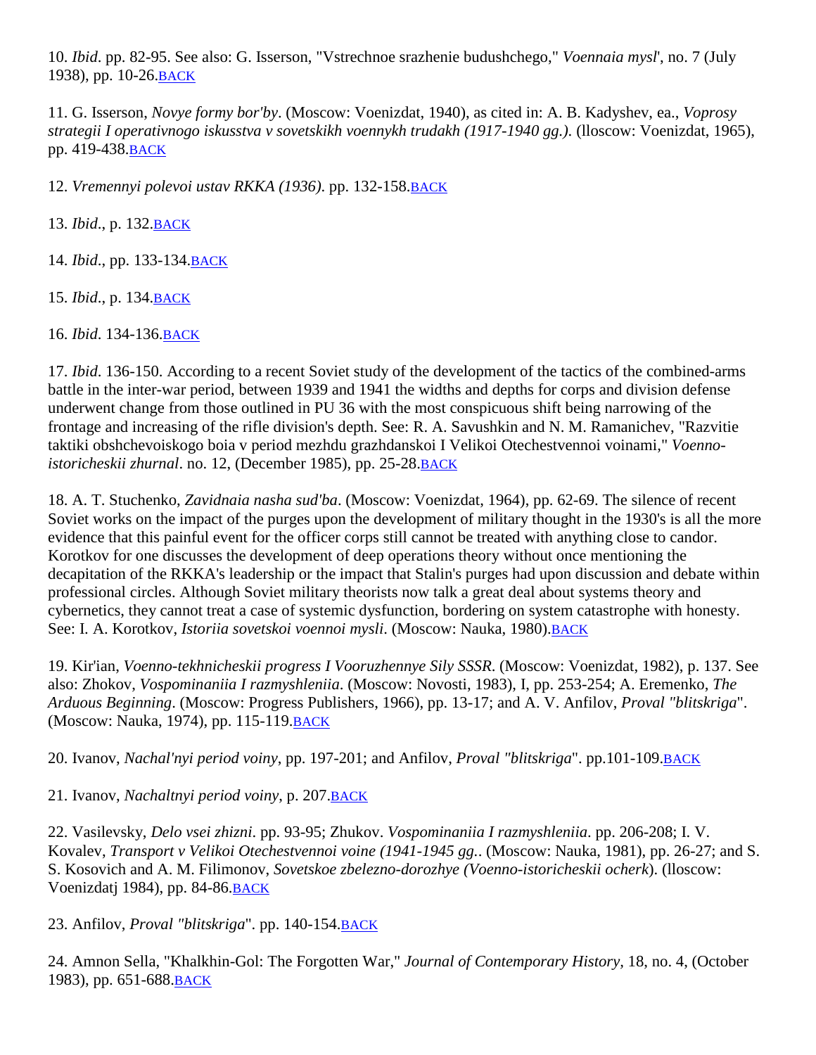10. *Ibid*. pp. 82-95. See also: G. Isserson, "Vstrechnoe srazhenie budushchego," *Voennaia mysl*', no. 7 (July 1938), pp. 10-26.BACK

11. G. Isserson, *Novye formy bor'by*. (Moscow: Voenizdat, 1940), as cited in: A. B. Kadyshev, ea., *Voprosy strategii I operativnogo iskusstva v sovetskikh voennykh trudakh (1917-1940 gg.)*. (lloscow: Voenizdat, 1965), pp. 419-438.BACK

12. *Vremennyi polevoi ustav RKKA (1936)*. pp. 132-158.BACK

13. *Ibid*., p. 132.BACK

14. *Ibid*., pp. 133-134.BACK

15. *Ibid*., p. 134.BACK

16. *Ibid*. 134-136.BACK

17. *Ibid*. 136-150. According to a recent Soviet study of the development of the tactics of the combined-arms battle in the inter-war period, between 1939 and 1941 the widths and depths for corps and division defense underwent change from those outlined in PU 36 with the most conspicuous shift being narrowing of the frontage and increasing of the rifle division's depth. See: R. A. Savushkin and N. M. Ramanichev, "Razvitie taktiki obshchevoiskogo boia v period mezhdu grazhdanskoi I Velikoi Otechestvennoi voinami," *Voenno-istoricheskii zhurnal*. no. 12, (December 1985), pp. 25-28.BACK

18. A. T. Stuchenko, *Zavidnaia nasha sud'ba*. (Moscow: Voenizdat, 1964), pp. 62-69. The silence of recent Soviet works on the impact of the purges upon the development of military thought in the 1930's is all the more evidence that this painful event for the officer corps still cannot be treated with anything close to candor. Korotkov for one discusses the development of deep operations theory without once mentioning the decapitation of the RKKA's leadership or the impact that Stalin's purges had upon discussion and debate within professional circles. Although Soviet military theorists now talk a great deal about systems theory and cybernetics, they cannot treat a case of systemic dysfunction, bordering on system catastrophe with honesty. See: I. A. Korotkov, *Istoriia sovetskoi voennoi mysli*. (Moscow: Nauka, 1980).BACK

19. Kir'ian, *Voenno-tekhnicheskii progress I Vooruzhennye Sily SSSR*. (Moscow: Voenizdat, 1982), p. 137. See also: Zhokov, *Vospominaniia I razmyshleniia*. (Moscow: Novosti, 1983), I, pp. 253-254; A. Eremenko, *The Arduous Beginning*. (Moscow: Progress Publishers, 1966), pp. 13-17; and A. V. Anfilov, *Proval "blitskriga*". (Moscow: Nauka, 1974), pp. 115-119.BACK

20. Ivanov, *Nachal'nyi period voiny*, pp. 197-201; and Anfilov, *Proval "blitskriga*". pp.101-109.BACK

21. Ivanov, *Nachaltnyi period voiny*, p. 207.BACK

22. Vasilevsky, *Delo vsei zhizni*. pp. 93-95; Zhukov. *Vospominaniia I razmyshleniia*. pp. 206-208; I. V. Kovalev, *Transport v Velikoi Otechestvennoi voine (1941-1945 gg.*. (Moscow: Nauka, 1981), pp. 26-27; and S. S. Kosovich and A. M. Filimonov, *Sovetskoe zbelezno-dorozhye (Voenno-istoricheskii ocherk*). (lloscow: Voenizdatj 1984), pp. 84-86.BACK

23. Anfilov, *Proval "blitskriga*". pp. 140-154.BACK

24. Amnon Sella, "Khalkhin-Gol: The Forgotten War," *Journal of Contemporary History*, 18, no. 4, (October 1983), pp. 651-688.BACK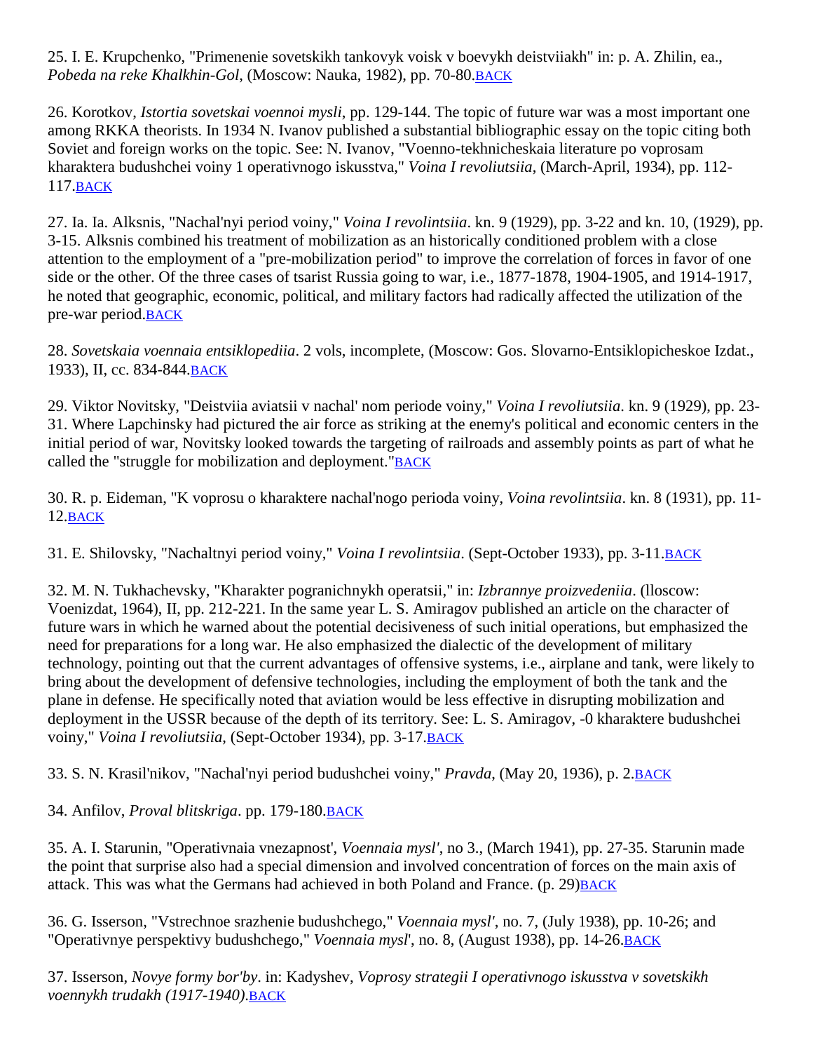25. I. E. Krupchenko, "Primenenie sovetskikh tankovyk voisk v boevykh deistviiakh" in: p. A. Zhilin, ea., *Pobeda na reke Khalkhin-Gol*, (Moscow: Nauka, 1982), pp. 70-80.BACK

26. Korotkov, *Istortia sovetskai voennoi mysli*, pp. 129-144. The topic of future war was a most important one among RKKA theorists. In 1934 N. Ivanov published a substantial bibliographic essay on the topic citing both Soviet and foreign works on the topic. See: N. Ivanov, "Voenno-tekhnicheskaia literature po voprosam kharaktera budushchei voiny 1 operativnogo iskusstva," *Voina I revoliutsiia*, (March-April, 1934), pp. 112-117.BACK

27. Ia. Ia. Alksnis, "Nachal'nyi period voiny," *Voina I revolintsiia*. kn. 9 (1929), pp. 3-22 and kn. 10, (1929), pp. 3-15. Alksnis combined his treatment of mobilization as an historically conditioned problem with a close attention to the employment of a "pre-mobilization period" to improve the correlation of forces in favor of one side or the other. Of the three cases of tsarist Russia going to war, i.e., 1877-1878, 1904-1905, and 1914-1917, he noted that geographic, economic, political, and military factors had radically affected the utilization of the pre-war period.BACK

28. *Sovetskaia voennaia entsiklopediia*. 2 vols, incomplete, (Moscow: Gos. Slovarno-Entsiklopicheskoe Izdat., 1933), II, cc. 834-844.BACK

29. Viktor Novitsky, "Deistviia aviatsii v nachal' nom periode voiny," *Voina I revoliutsiia*. kn. 9 (1929), pp. 23-31. Where Lapchinsky had pictured the air force as striking at the enemy's political and economic centers in the initial period of war, Novitsky looked towards the targeting of railroads and assembly points as part of what he called the "struggle for mobilization and deployment."BACK

30. R. p. Eideman, "K voprosu o kharaktere nachal'nogo perioda voiny, *Voina revolintsiia*. kn. 8 (1931), pp. 11-12.BACK

31. E. Shilovsky, "Nachaltnyi period voiny," *Voina I revolintsiia*. (Sept-October 1933), pp. 3-11.BACK

32. M. N. Tukhachevsky, "Kharakter pogranichnykh operatsii," in: *Izbrannye proizvedeniia*. (lloscow: Voenizdat, 1964), II, pp. 212-221. In the same year L. S. Amiragov published an article on the character of future wars in which he warned about the potential decisiveness of such initial operations, but emphasized the need for preparations for a long war. He also emphasized the dialectic of the development of military technology, pointing out that the current advantages of offensive systems, i.e., airplane and tank, were likely to bring about the development of defensive technologies, including the employment of both the tank and the plane in defense. He specifically noted that aviation would be less effective in disrupting mobilization and deployment in the USSR because of the depth of its territory. See: L. S. Amiragov, -0 kharaktere budushchei voiny," *Voina I revoliutsiia*, (Sept-October 1934), pp. 3-17.BACK

33. S. N. Krasil'nikov, "Nachal'nyi period budushchei voiny," *Pravda*, (May 20, 1936), p. 2.BACK

34. Anfilov, *Proval blitskriga*. pp. 179-180.BACK

35. A. I. Starunin, "Operativnaia vnezapnost', *Voennaia mysl'*, no 3., (March 1941), pp. 27-35. Starunin made the point that surprise also had a special dimension and involved concentration of forces on the main axis of attack. This was what the Germans had achieved in both Poland and France. (p. 29)BACK

36. G. Isserson, "Vstrechnoe srazhenie budushchego," *Voennaia mysl'*, no. 7, (July 1938), pp. 10-26; and "Operativnye perspektivy budushchego," *Voennaia mysl*', no. 8, (August 1938), pp. 14-26.BACK

37. Isserson, *Novye formy bor'by*. in: Kadyshev, *Voprosy strategii I operativnogo iskusstva v sovetskikh voennykh trudakh (1917-1940)*.BACK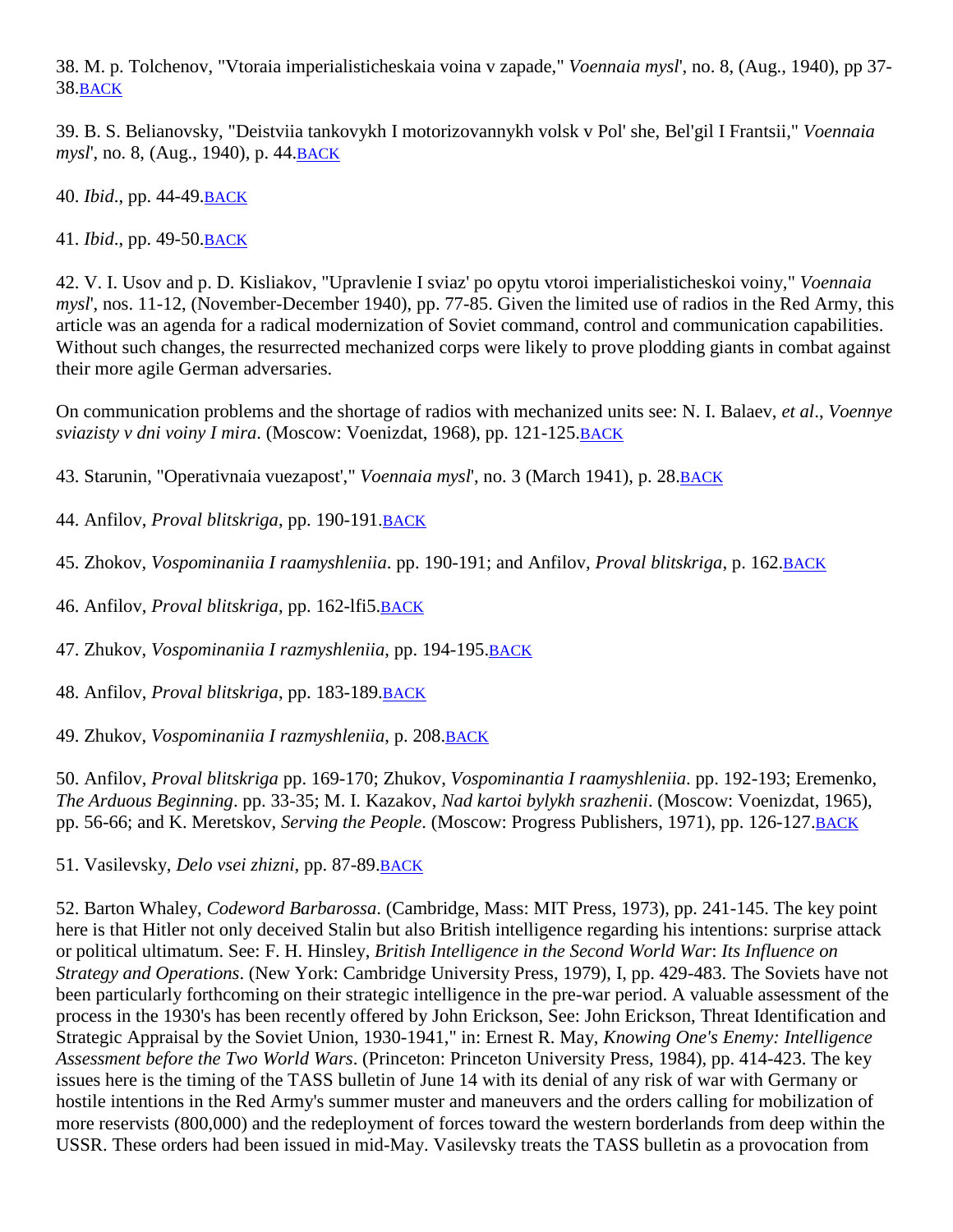38. M. p. Tolchenov, "Vtoraia imperialisticheskaia voina v zapade," *Voennaia mysl*', no. 8, (Aug., 1940), pp 37-38.BACK

39. B. S. Belianovsky, "Deistviia tankovykh I motorizovannykh volsk v Pol' she, Bel'gil I Frantsii," *Voennaia mysl*', no. 8, (Aug., 1940), p. 44.BACK

40. *Ibid*., pp. 44-49.BACK

41. *Ibid*., pp. 49-50.BACK

42. V. I. Usov and p. D. Kisliakov, "Upravlenie I sviaz' po opytu vtoroi imperialisticheskoi voiny," *Voennaia mysl*', nos. 11-12, (November-December 1940), pp. 77-85. Given the limited use of radios in the Red Army, this article was an agenda for a radical modernization of Soviet command, control and communication capabilities. Without such changes, the resurrected mechanized corps were likely to prove plodding giants in combat against their more agile German adversaries.

On communication problems and the shortage of radios with mechanized units see: N. I. Balaev, *et al*., *Voennye sviazisty v dni voiny I mira*. (Moscow: Voenizdat, 1968), pp. 121-125.BACK

43. Starunin, "Operativnaia vuezapost'," *Voennaia mysl*', no. 3 (March 1941), p. 28.BACK

44. Anfilov, *Proval blitskriga*, pp. 190-191.BACK

45. Zhokov, *Vospominaniia I raamyshleniia*. pp. 190-191; and Anfilov, *Proval blitskriga*, p. 162.BACK

46. Anfilov, *Proval blitskriga*, pp. 162-lfi5.BACK

47. Zhukov, *Vospominaniia I razmyshleniia*, pp. 194-195.BACK

48. Anfilov, *Proval blitskriga*, pp. 183-189.BACK

49. Zhukov, *Vospominaniia I razmyshleniia*, p. 208.BACK

50. Anfilov, *Proval blitskriga* pp. 169-170; Zhukov, *Vospominantia I raamyshleniia*. pp. 192-193; Eremenko, *The Arduous Beginning*. pp. 33-35; M. I. Kazakov, *Nad kartoi bylykh srazhenii*. (Moscow: Voenizdat, 1965), pp. 56-66; and K. Meretskov, *Serving the People*. (Moscow: Progress Publishers, 1971), pp. 126-127.BACK

51. Vasilevsky, *Delo vsei zhizni*, pp. 87-89.BACK

52. Barton Whaley, *Codeword Barbarossa*. (Cambridge, Mass: MIT Press, 1973), pp. 241-145. The key point here is that Hitler not only deceived Stalin but also British intelligence regarding his intentions: surprise attack or political ultimatum. See: F. H. Hinsley, *British Intelligence in the Second World War*: *Its Influence on Strategy and Operations*. (New York: Cambridge University Press, 1979), I, pp. 429-483. The Soviets have not been particularly forthcoming on their strategic intelligence in the pre-war period. A valuable assessment of the process in the 1930's has been recently offered by John Erickson, See: John Erickson, Threat Identification and Strategic Appraisal by the Soviet Union, 1930-1941," in: Ernest R. May, *Knowing One's Enemy: Intelligence Assessment before the Two World Wars*. (Princeton: Princeton University Press, 1984), pp. 414-423. The key issues here is the timing of the TASS bulletin of June 14 with its denial of any risk of war with Germany or hostile intentions in the Red Army's summer muster and maneuvers and the orders calling for mobilization of more reservists (800,000) and the redeployment of forces toward the western borderlands from deep within the USSR. These orders had been issued in mid-May. Vasilevsky treats the TASS bulletin as a provocation from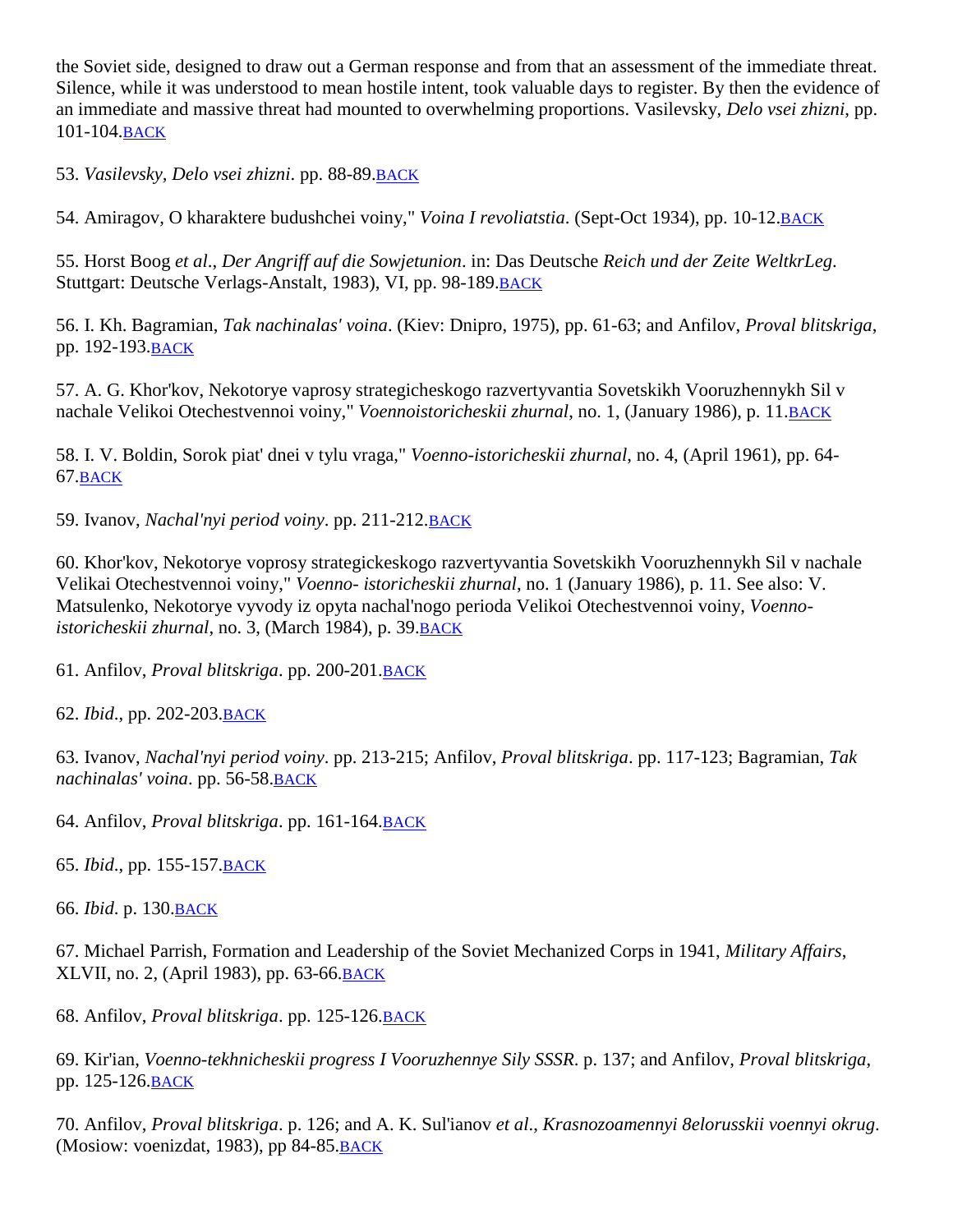the Soviet side, designed to draw out a German response and from that an assessment of the immediate threat. Silence, while it was understood to mean hostile intent, took valuable days to register. By then the evidence of an immediate and massive threat had mounted to overwhelming proportions. Vasilevsky, *Delo vsei zhizni*, pp. 101-104.BACK

53. *Vasilevsky, Delo vsei zhizni*. pp. 88-89.BACK

54. Amiragov, O kharaktere budushchei voiny," *Voina I revoliatstia*. (Sept-Oct 1934), pp. 10-12.BACK

55. Horst Boog *et al*., *Der Angriff auf die Sowjetunion*. in: Das Deutsche *Reich und der Zeite WeltkrLeg*. Stuttgart: Deutsche Verlags-Anstalt, 1983), VI, pp. 98-189.BACK

56. I. Kh. Bagramian, *Tak nachinalas' voina*. (Kiev: Dnipro, 1975), pp. 61-63; and Anfilov, *Proval blitskriga*, pp. 192-193.BACK

57. A. G. Khor'kov, Nekotorye vaprosy strategicheskogo razvertyvantia Sovetskikh Vooruzhennykh Sil v nachale Velikoi Otechestvennoi voiny," *Voennoistoricheskii zhurnal*, no. 1, (January 1986), p. 11.BACK

58. I. V. Boldin, Sorok piat' dnei v tylu vraga," *Voenno-istoricheskii zhurnal*, no. 4, (April 1961), pp. 64-67.BACK

59. Ivanov, *Nachal'nyi period voiny*. pp. 211-212.BACK

60. Khor'kov, Nekotorye voprosy strategickeskogo razvertyvantia Sovetskikh Vooruzhennykh Sil v nachale Velikai Otechestvennoi voiny," *Voenno- istoricheskii zhurnal*, no. 1 (January 1986), p. 11. See also: V. Matsulenko, Nekotorye vyvody iz opyta nachal'nogo perioda Velikoi Otechestvennoi voiny, *Voenno-istoricheskii zhurnal*, no. 3, (March 1984), p. 39.BACK

61. Anfilov, *Proval blitskriga*. pp. 200-201.BACK

62. *Ibid*., pp. 202-203.BACK

63. Ivanov, *Nachal'nyi period voiny*. pp. 213-215; Anfilov, *Proval blitskriga*. pp. 117-123; Bagramian, *Tak nachinalas' voina*. pp. 56-58.BACK

64. Anfilov, *Proval blitskriga*. pp. 161-164.BACK

65. *Ibid*., pp. 155-157.BACK

66. *Ibid*. p. 130.BACK

67. Michael Parrish, Formation and Leadership of the Soviet Mechanized Corps in 1941, *Military Affairs*, XLVII, no. 2, (April 1983), pp. 63-66.BACK

68. Anfilov, *Proval blitskriga*. pp. 125-126.BACK

69. Kir'ian, *Voenno-tekhnicheskii progress I Vooruzhennye Sily SSSR*. p. 137; and Anfilov, *Proval blitskriga*, pp. 125-126.BACK

70. Anfilov, *Proval blitskriga*. p. 126; and A. K. Sul'ianov *et al*., *Krasnozoamennyi 8elorusskii voennyi okrug*. (Mosiow: voenizdat, 1983), pp 84-85.BACK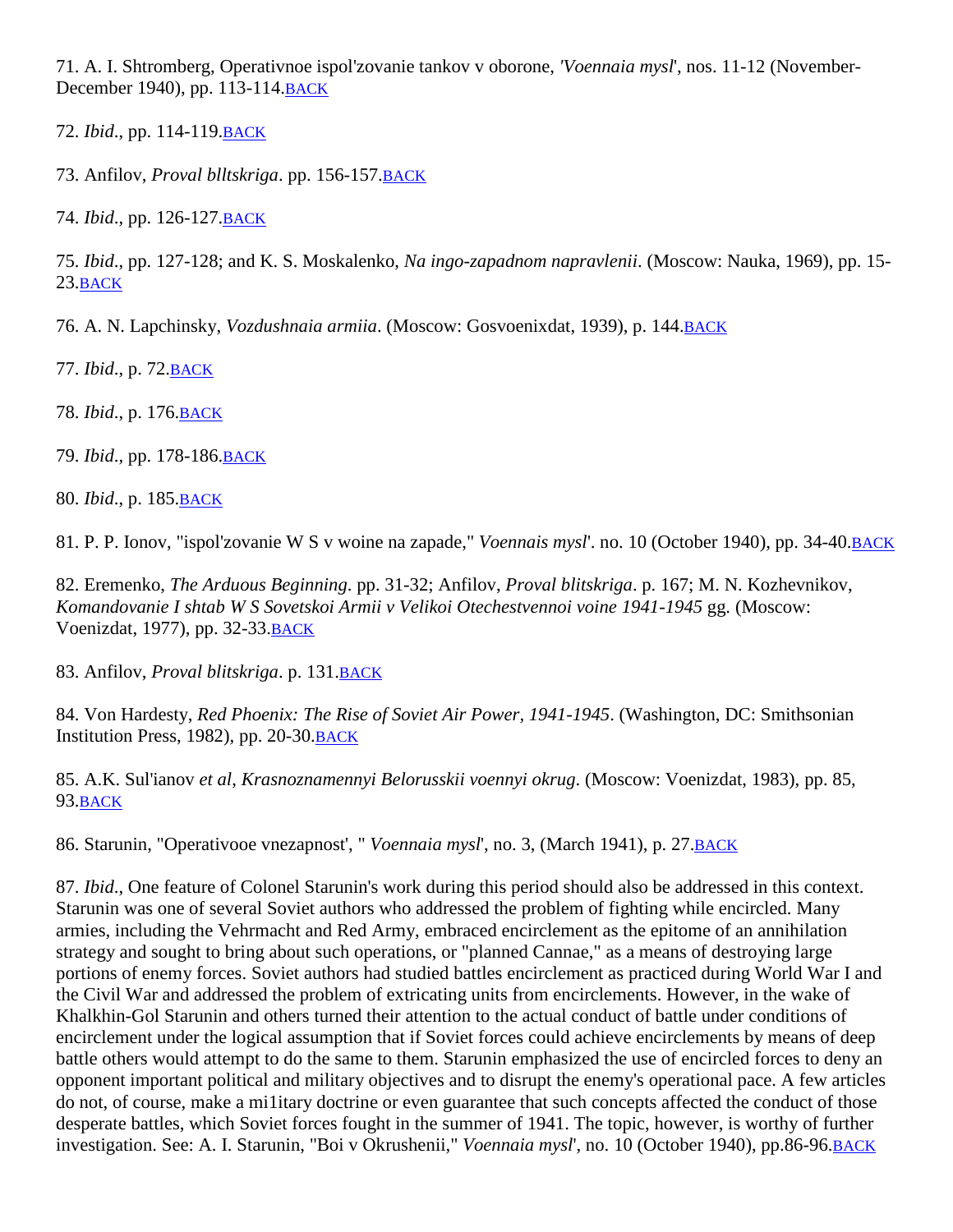71. A. I. Shtromberg, Operativnoe ispol'zovanie tankov v oborone, *'Voennaia mysl'*, nos. 11-12 (November-December 1940), pp. 113-114.BACK

72. *Ibid*., pp. 114-119.BACK

73. Anfilov, *Proval blltskriga*. pp. 156-157.BACK

74. *Ibid*., pp. 126-127.BACK

75. *Ibid*., pp. 127-128; and K. S. Moskalenko, *Na ingo-zapadnom napravlenii*. (Moscow: Nauka, 1969), pp. 15-23.BACK

76. A. N. Lapchinsky, *Vozdushnaia armiia*. (Moscow: Gosvoenixdat, 1939), p. 144.BACK

77. *Ibid*., p. 72.BACK

78. *Ibid*., p. 176.BACK

79. *Ibid*., pp. 178-186.BACK

80. *Ibid*., p. 185.BACK

81. P. P. Ionov, "ispol'zovanie W S v woine na zapade," *Voennais mysl'*. no. 10 (October 1940), pp. 34-40.BACK

82. Eremenko, *The Arduous Beginning*. pp. 31-32; Anfilov, *Proval blitskriga*. p. 167; M. N. Kozhevnikov, *Komandovanie I shtab W S Sovetskoi Armii v Velikoi Otechestvennoi voine 1941-1945* gg. (Moscow: Voenizdat, 1977), pp. 32-33.BACK

83. Anfilov, *Proval blitskriga*. p. 131.BACK

84. Von Hardesty, *Red Phoenix: The Rise of Soviet Air Power, 1941-1945*. (Washington, DC: Smithsonian Institution Press, 1982), pp. 20-30.BACK

85. A.K. Sul'ianov *et al*, *Krasnoznamennyi Belorusskii voennyi okrug*. (Moscow: Voenizdat, 1983), pp. 85, 93.BACK

86. Starunin, "Operativooe vnezapnost', " *Voennaia mysl'*, no. 3, (March 1941), p. 27.BACK

87. *Ibid*., One feature of Colonel Starunin's work during this period should also be addressed in this context. Starunin was one of several Soviet authors who addressed the problem of fighting while encircled. Many armies, including the Vehrmacht and Red Army, embraced encirclement as the epitome of an annihilation strategy and sought to bring about such operations, or "planned Cannae," as a means of destroying large portions of enemy forces. Soviet authors had studied battles encirclement as practiced during World War I and the Civil War and addressed the problem of extricating units from encirclements. However, in the wake of Khalkhin-Gol Starunin and others turned their attention to the actual conduct of battle under conditions of encirclement under the logical assumption that if Soviet forces could achieve encirclements by means of deep battle others would attempt to do the same to them. Starunin emphasized the use of encircled forces to deny an opponent important political and military objectives and to disrupt the enemy's operational pace. A few articles do not, of course, make a mi1itary doctrine or even guarantee that such concepts affected the conduct of those desperate battles, which Soviet forces fought in the summer of 1941. The topic, however, is worthy of further investigation. See: A. I. Starunin, "Boi v Okrushenii," *Voennaia mysl'*, no. 10 (October 1940), pp.86-96.BACK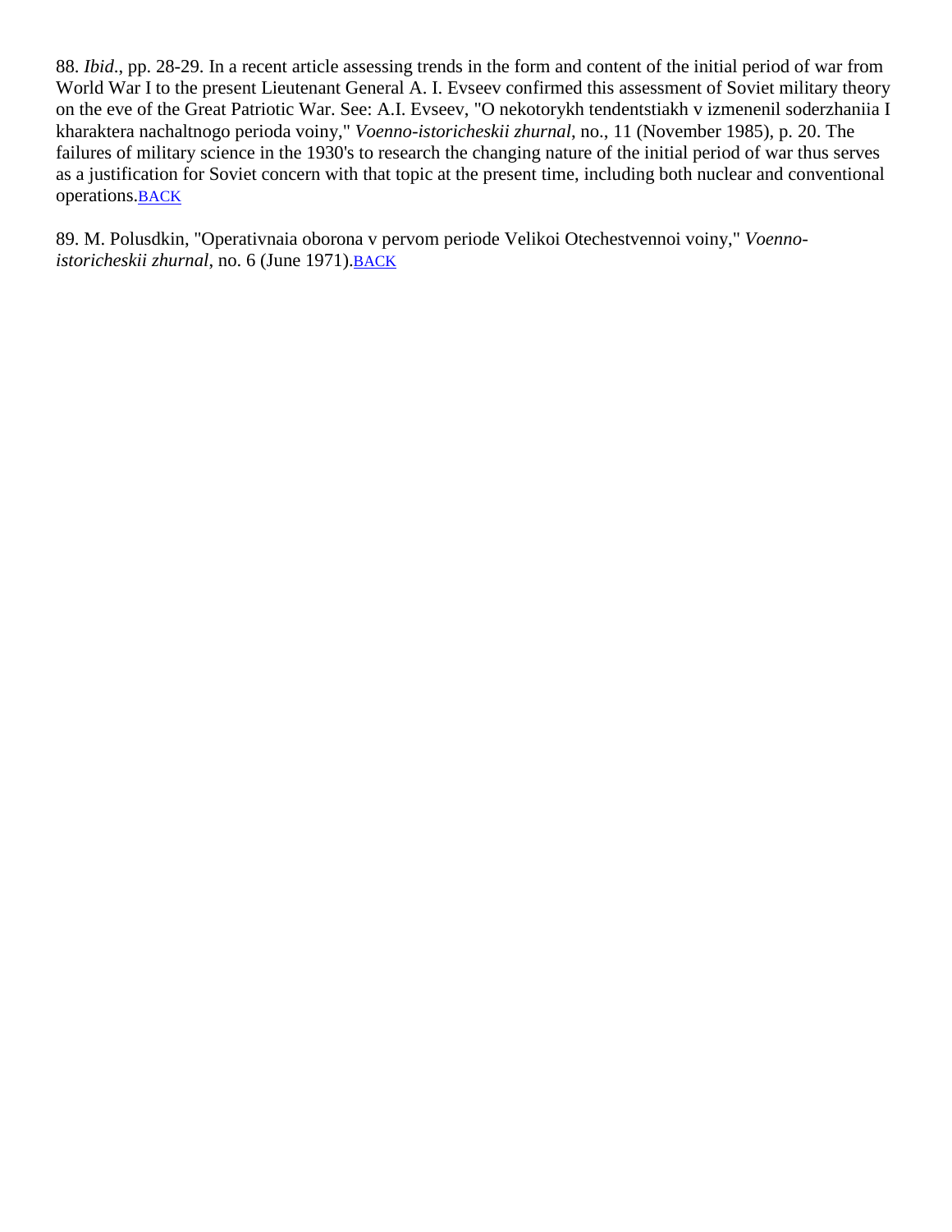88. *Ibid*., pp. 28-29. In a recent article assessing trends in the form and content of the initial period of war from World War I to the present Lieutenant General A. I. Evseev confirmed this assessment of Soviet military theory on the eve of the Great Patriotic War. See: A.I. Evseev, "O nekotorykh tendentstiakh v izmenenil soderzhaniia I kharaktera nachaltnogo perioda voiny," *Voenno-istoricheskii zhurnal*, no., 11 (November 1985), p. 20. The failures of military science in the 1930's to research the changing nature of the initial period of war thus serves as a justification for Soviet concern with that topic at the present time, including both nuclear and conventional operations.BACK

89. M. Polusdkin, "Operativnaia oborona v pervom periode Velikoi Otechestvennoi voiny," *Voenno-istoricheskii zhurnal*, no. 6 (June 1971).BACK